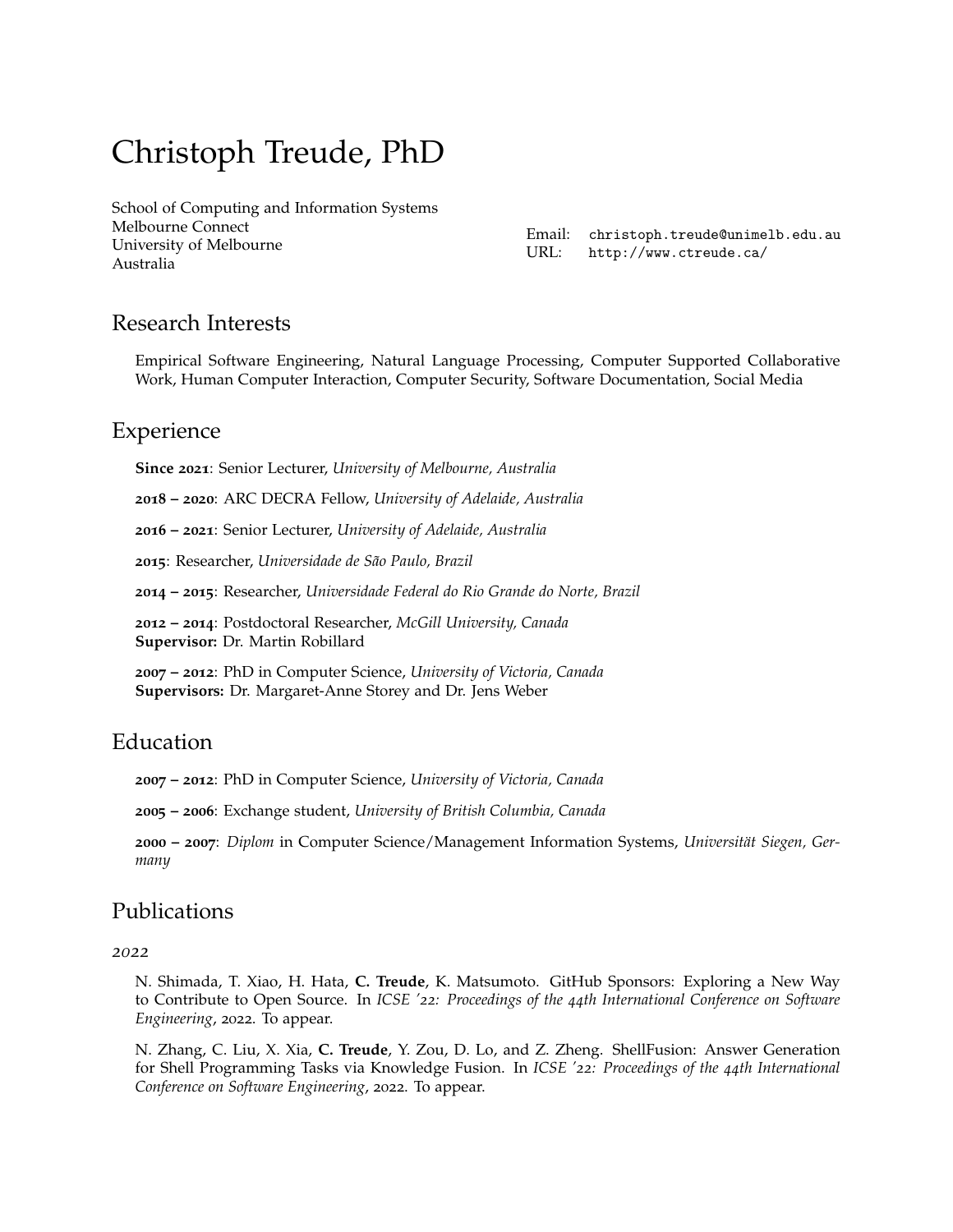# Christoph Treude, PhD

School of Computing and Information Systems
Melbourne Connect
University of Melbourne
Australia

Email: christoph.treude@unimelb.edu.au
URL: http://www.ctreude.ca/

## Research Interests

Empirical Software Engineering, Natural Language Processing, Computer Supported Collaborative Work, Human Computer Interaction, Computer Security, Software Documentation, Social Media

## Experience

**Since 2021**: Senior Lecturer, *University of Melbourne, Australia*

**2018 – 2020**: ARC DECRA Fellow, *University of Adelaide, Australia*

**2016 – 2021**: Senior Lecturer, *University of Adelaide, Australia*

**2015**: Researcher, *Universidade de São Paulo, Brazil*

**2014 – 2015**: Researcher, *Universidade Federal do Rio Grande do Norte, Brazil*

**2012 – 2014**: Postdoctoral Researcher, *McGill University, Canada*
**Supervisor:** Dr. Martin Robillard

**2007 – 2012**: PhD in Computer Science, *University of Victoria, Canada*
**Supervisors:** Dr. Margaret-Anne Storey and Dr. Jens Weber

## Education

**2007 – 2012**: PhD in Computer Science, *University of Victoria, Canada*

**2005 – 2006**: Exchange student, *University of British Columbia, Canada*

**2000 – 2007**: *Diplom* in Computer Science/Management Information Systems, *Universität Siegen, Germany*

## Publications

*2022*

N. Shimada, T. Xiao, H. Hata, **C. Treude**, K. Matsumoto. GitHub Sponsors: Exploring a New Way to Contribute to Open Source. In *ICSE '22: Proceedings of the 44th International Conference on Software Engineering*, 2022. To appear.

N. Zhang, C. Liu, X. Xia, **C. Treude**, Y. Zou, D. Lo, and Z. Zheng. ShellFusion: Answer Generation for Shell Programming Tasks via Knowledge Fusion. In *ICSE '22: Proceedings of the 44th International Conference on Software Engineering*, 2022. To appear.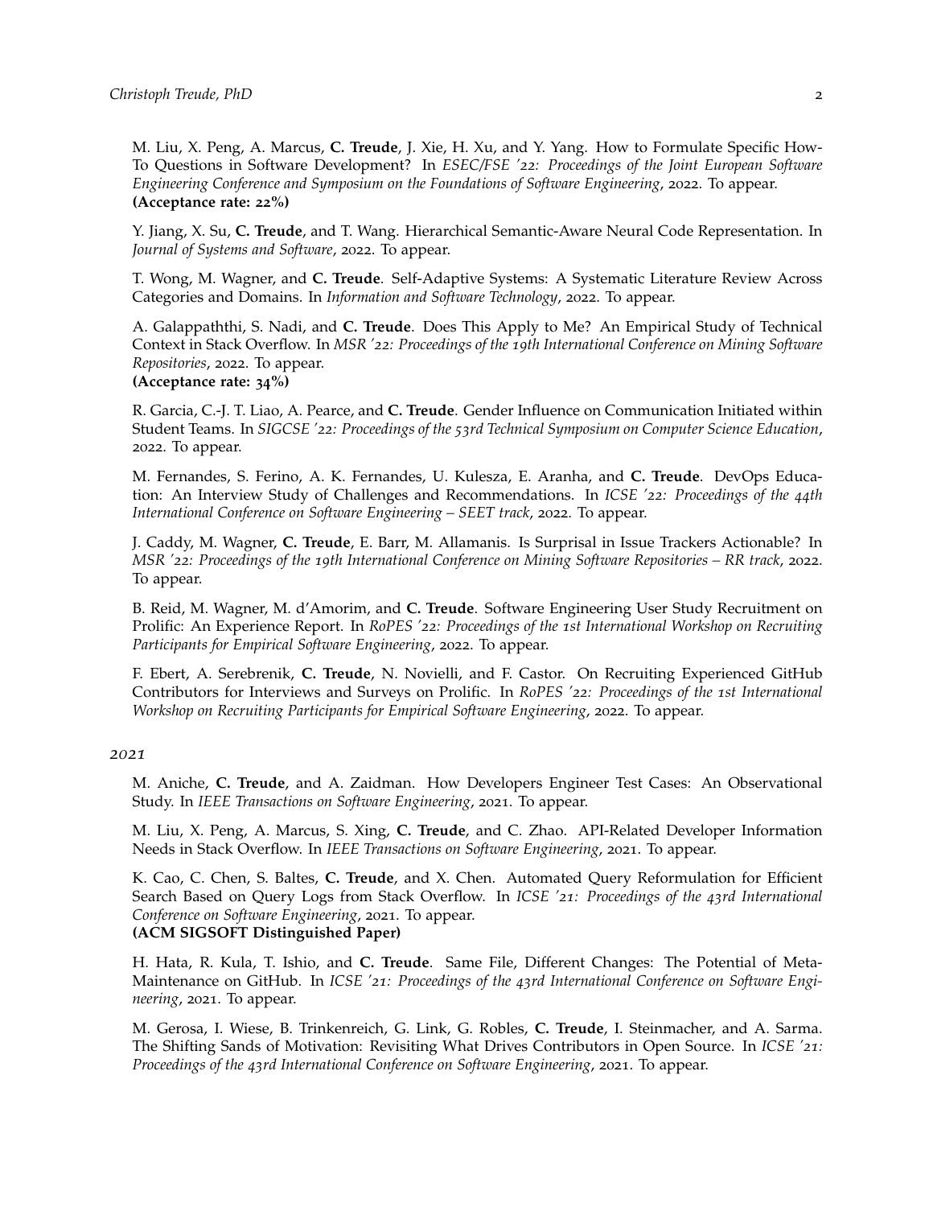M. Liu, X. Peng, A. Marcus, **C. Treude**, J. Xie, H. Xu, and Y. Yang. How to Formulate Specific How-To Questions in Software Development? In *ESEC/FSE '22: Proceedings of the Joint European Software Engineering Conference and Symposium on the Foundations of Software Engineering*, 2022. To appear.
**(Acceptance rate: 22%)**

Y. Jiang, X. Su, **C. Treude**, and T. Wang. Hierarchical Semantic-Aware Neural Code Representation. In *Journal of Systems and Software*, 2022. To appear.

T. Wong, M. Wagner, and **C. Treude**. Self-Adaptive Systems: A Systematic Literature Review Across Categories and Domains. In *Information and Software Technology*, 2022. To appear.

A. Galappaththi, S. Nadi, and **C. Treude**. Does This Apply to Me? An Empirical Study of Technical Context in Stack Overflow. In *MSR '22: Proceedings of the 19th International Conference on Mining Software Repositories*, 2022. To appear.
**(Acceptance rate: 34%)**

R. Garcia, C.-J. T. Liao, A. Pearce, and **C. Treude**. Gender Influence on Communication Initiated within Student Teams. In *SIGCSE '22: Proceedings of the 53rd Technical Symposium on Computer Science Education*, 2022. To appear.

M. Fernandes, S. Ferino, A. K. Fernandes, U. Kulesza, E. Aranha, and **C. Treude**. DevOps Education: An Interview Study of Challenges and Recommendations. In *ICSE '22: Proceedings of the 44th International Conference on Software Engineering – SEET track*, 2022. To appear.

J. Caddy, M. Wagner, **C. Treude**, E. Barr, M. Allamanis. Is Surprisal in Issue Trackers Actionable? In *MSR '22: Proceedings of the 19th International Conference on Mining Software Repositories – RR track*, 2022. To appear.

B. Reid, M. Wagner, M. d'Amorim, and **C. Treude**. Software Engineering User Study Recruitment on Prolific: An Experience Report. In *RoPES '22: Proceedings of the 1st International Workshop on Recruiting Participants for Empirical Software Engineering*, 2022. To appear.

F. Ebert, A. Serebrenik, **C. Treude**, N. Novielli, and F. Castor. On Recruiting Experienced GitHub Contributors for Interviews and Surveys on Prolific. In *RoPES '22: Proceedings of the 1st International Workshop on Recruiting Participants for Empirical Software Engineering*, 2022. To appear.

*2021*

M. Aniche, **C. Treude**, and A. Zaidman. How Developers Engineer Test Cases: An Observational Study. In *IEEE Transactions on Software Engineering*, 2021. To appear.

M. Liu, X. Peng, A. Marcus, S. Xing, **C. Treude**, and C. Zhao. API-Related Developer Information Needs in Stack Overflow. In *IEEE Transactions on Software Engineering*, 2021. To appear.

K. Cao, C. Chen, S. Baltes, **C. Treude**, and X. Chen. Automated Query Reformulation for Efficient Search Based on Query Logs from Stack Overflow. In *ICSE '21: Proceedings of the 43rd International Conference on Software Engineering*, 2021. To appear.
**(ACM SIGSOFT Distinguished Paper)**

H. Hata, R. Kula, T. Ishio, and **C. Treude**. Same File, Different Changes: The Potential of Meta-Maintenance on GitHub. In *ICSE '21: Proceedings of the 43rd International Conference on Software Engineering*, 2021. To appear.

M. Gerosa, I. Wiese, B. Trinkenreich, G. Link, G. Robles, **C. Treude**, I. Steinmacher, and A. Sarma. The Shifting Sands of Motivation: Revisiting What Drives Contributors in Open Source. In *ICSE '21: Proceedings of the 43rd International Conference on Software Engineering*, 2021. To appear.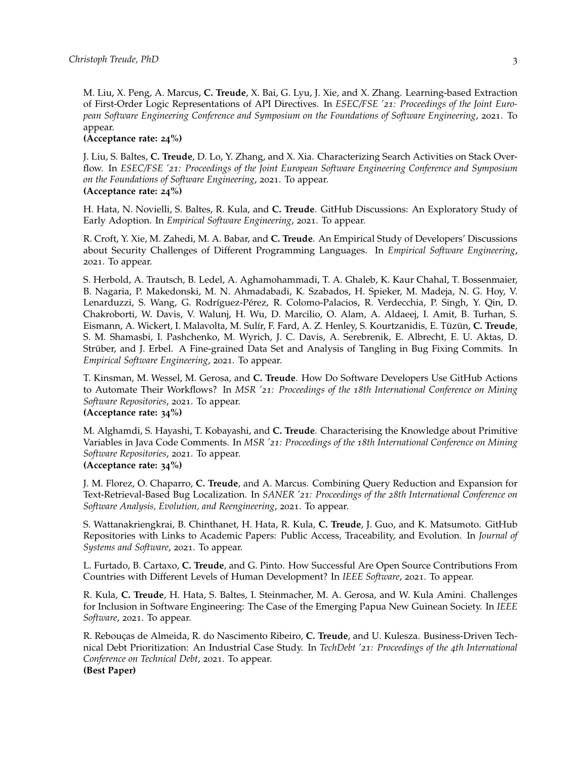M. Liu, X. Peng, A. Marcus, **C. Treude**, X. Bai, G. Lyu, J. Xie, and X. Zhang. Learning-based Extraction of First-Order Logic Representations of API Directives. In *ESEC/FSE '21: Proceedings of the Joint European Software Engineering Conference and Symposium on the Foundations of Software Engineering*, 2021. To appear.
**(Acceptance rate: 24%)**

J. Liu, S. Baltes, **C. Treude**, D. Lo, Y. Zhang, and X. Xia. Characterizing Search Activities on Stack Overflow. In *ESEC/FSE '21: Proceedings of the Joint European Software Engineering Conference and Symposium on the Foundations of Software Engineering*, 2021. To appear.
**(Acceptance rate: 24%)**

H. Hata, N. Novielli, S. Baltes, R. Kula, and **C. Treude**. GitHub Discussions: An Exploratory Study of Early Adoption. In *Empirical Software Engineering*, 2021. To appear.

R. Croft, Y. Xie, M. Zahedi, M. A. Babar, and **C. Treude**. An Empirical Study of Developers' Discussions about Security Challenges of Different Programming Languages. In *Empirical Software Engineering*, 2021. To appear.

S. Herbold, A. Trautsch, B. Ledel, A. Aghamohammadi, T. A. Ghaleb, K. Kaur Chahal, T. Bossenmaier, B. Nagaria, P. Makedonski, M. N. Ahmadabadi, K. Szabados, H. Spieker, M. Madeja, N. G. Hoy, V. Lenarduzzi, S. Wang, G. Rodríguez-Pérez, R. Colomo-Palacios, R. Verdecchia, P. Singh, Y. Qin, D. Chakroborti, W. Davis, V. Walunj, H. Wu, D. Marcilio, O. Alam, A. Aldaeej, I. Amit, B. Turhan, S. Eismann, A. Wickert, I. Malavolta, M. Sulír, F. Fard, A. Z. Henley, S. Kourtzanidis, E. Tüzün, **C. Treude**, S. M. Shamasbi, I. Pashchenko, M. Wyrich, J. C. Davis, A. Serebrenik, E. Albrecht, E. U. Aktas, D. Strüber, and J. Erbel. A Fine-grained Data Set and Analysis of Tangling in Bug Fixing Commits. In *Empirical Software Engineering*, 2021. To appear.

T. Kinsman, M. Wessel, M. Gerosa, and **C. Treude**. How Do Software Developers Use GitHub Actions to Automate Their Workflows? In *MSR '21: Proceedings of the 18th International Conference on Mining Software Repositories*, 2021. To appear.
**(Acceptance rate: 34%)**

M. Alghamdi, S. Hayashi, T. Kobayashi, and **C. Treude**. Characterising the Knowledge about Primitive Variables in Java Code Comments. In *MSR '21: Proceedings of the 18th International Conference on Mining Software Repositories*, 2021. To appear.
**(Acceptance rate: 34%)**

J. M. Florez, O. Chaparro, **C. Treude**, and A. Marcus. Combining Query Reduction and Expansion for Text-Retrieval-Based Bug Localization. In *SANER '21: Proceedings of the 28th International Conference on Software Analysis, Evolution, and Reengineering*, 2021. To appear.

S. Wattanakriengkrai, B. Chinthanet, H. Hata, R. Kula, **C. Treude**, J. Guo, and K. Matsumoto. GitHub Repositories with Links to Academic Papers: Public Access, Traceability, and Evolution. In *Journal of Systems and Software*, 2021. To appear.

L. Furtado, B. Cartaxo, **C. Treude**, and G. Pinto. How Successful Are Open Source Contributions From Countries with Different Levels of Human Development? In *IEEE Software*, 2021. To appear.

R. Kula, **C. Treude**, H. Hata, S. Baltes, I. Steinmacher, M. A. Gerosa, and W. Kula Amini. Challenges for Inclusion in Software Engineering: The Case of the Emerging Papua New Guinean Society. In *IEEE Software*, 2021. To appear.

R. Rebouças de Almeida, R. do Nascimento Ribeiro, **C. Treude**, and U. Kulesza. Business-Driven Technical Debt Prioritization: An Industrial Case Study. In *TechDebt '21: Proceedings of the 4th International Conference on Technical Debt*, 2021. To appear.
**(Best Paper)**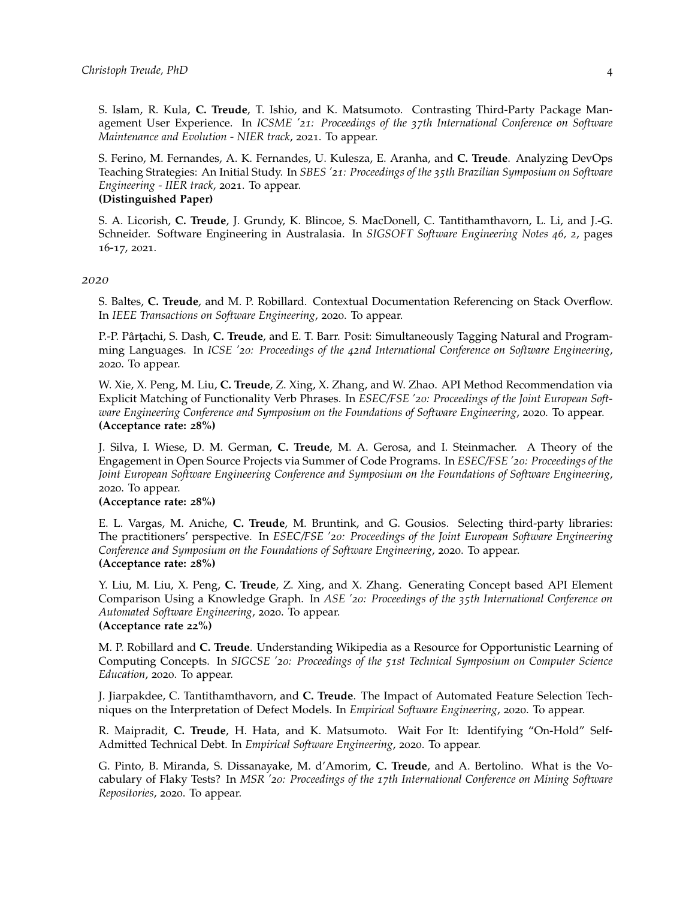S. Islam, R. Kula, **C. Treude**, T. Ishio, and K. Matsumoto. Contrasting Third-Party Package Management User Experience. In *ICSME '21: Proceedings of the 37th International Conference on Software Maintenance and Evolution - NIER track*, 2021. To appear.

S. Ferino, M. Fernandes, A. K. Fernandes, U. Kulesza, E. Aranha, and **C. Treude**. Analyzing DevOps Teaching Strategies: An Initial Study. In *SBES '21: Proceedings of the 35th Brazilian Symposium on Software Engineering - IIER track*, 2021. To appear.
**(Distinguished Paper)**

S. A. Licorish, **C. Treude**, J. Grundy, K. Blincoe, S. MacDonell, C. Tantithamthavorn, L. Li, and J.-G. Schneider. Software Engineering in Australasia. In *SIGSOFT Software Engineering Notes 46, 2*, pages 16-17, 2021.

*2020*

S. Baltes, **C. Treude**, and M. P. Robillard. Contextual Documentation Referencing on Stack Overflow. In *IEEE Transactions on Software Engineering*, 2020. To appear.

P.-P. Pârţachi, S. Dash, **C. Treude**, and E. T. Barr. Posit: Simultaneously Tagging Natural and Programming Languages. In *ICSE '20: Proceedings of the 42nd International Conference on Software Engineering*, 2020. To appear.

W. Xie, X. Peng, M. Liu, **C. Treude**, Z. Xing, X. Zhang, and W. Zhao. API Method Recommendation via Explicit Matching of Functionality Verb Phrases. In *ESEC/FSE '20: Proceedings of the Joint European Software Engineering Conference and Symposium on the Foundations of Software Engineering*, 2020. To appear.
**(Acceptance rate: 28%)**

J. Silva, I. Wiese, D. M. German, **C. Treude**, M. A. Gerosa, and I. Steinmacher. A Theory of the Engagement in Open Source Projects via Summer of Code Programs. In *ESEC/FSE '20: Proceedings of the Joint European Software Engineering Conference and Symposium on the Foundations of Software Engineering*, 2020. To appear.
**(Acceptance rate: 28%)**

E. L. Vargas, M. Aniche, **C. Treude**, M. Bruntink, and G. Gousios. Selecting third-party libraries: The practitioners' perspective. In *ESEC/FSE '20: Proceedings of the Joint European Software Engineering Conference and Symposium on the Foundations of Software Engineering*, 2020. To appear.
**(Acceptance rate: 28%)**

Y. Liu, M. Liu, X. Peng, **C. Treude**, Z. Xing, and X. Zhang. Generating Concept based API Element Comparison Using a Knowledge Graph. In *ASE '20: Proceedings of the 35th International Conference on Automated Software Engineering*, 2020. To appear.
**(Acceptance rate 22%)**

M. P. Robillard and **C. Treude**. Understanding Wikipedia as a Resource for Opportunistic Learning of Computing Concepts. In *SIGCSE '20: Proceedings of the 51st Technical Symposium on Computer Science Education*, 2020. To appear.

J. Jiarpakdee, C. Tantithamthavorn, and **C. Treude**. The Impact of Automated Feature Selection Techniques on the Interpretation of Defect Models. In *Empirical Software Engineering*, 2020. To appear.

R. Maipradit, **C. Treude**, H. Hata, and K. Matsumoto. Wait For It: Identifying "On-Hold" Self-Admitted Technical Debt. In *Empirical Software Engineering*, 2020. To appear.

G. Pinto, B. Miranda, S. Dissanayake, M. d'Amorim, **C. Treude**, and A. Bertolino. What is the Vocabulary of Flaky Tests? In *MSR '20: Proceedings of the 17th International Conference on Mining Software Repositories*, 2020. To appear.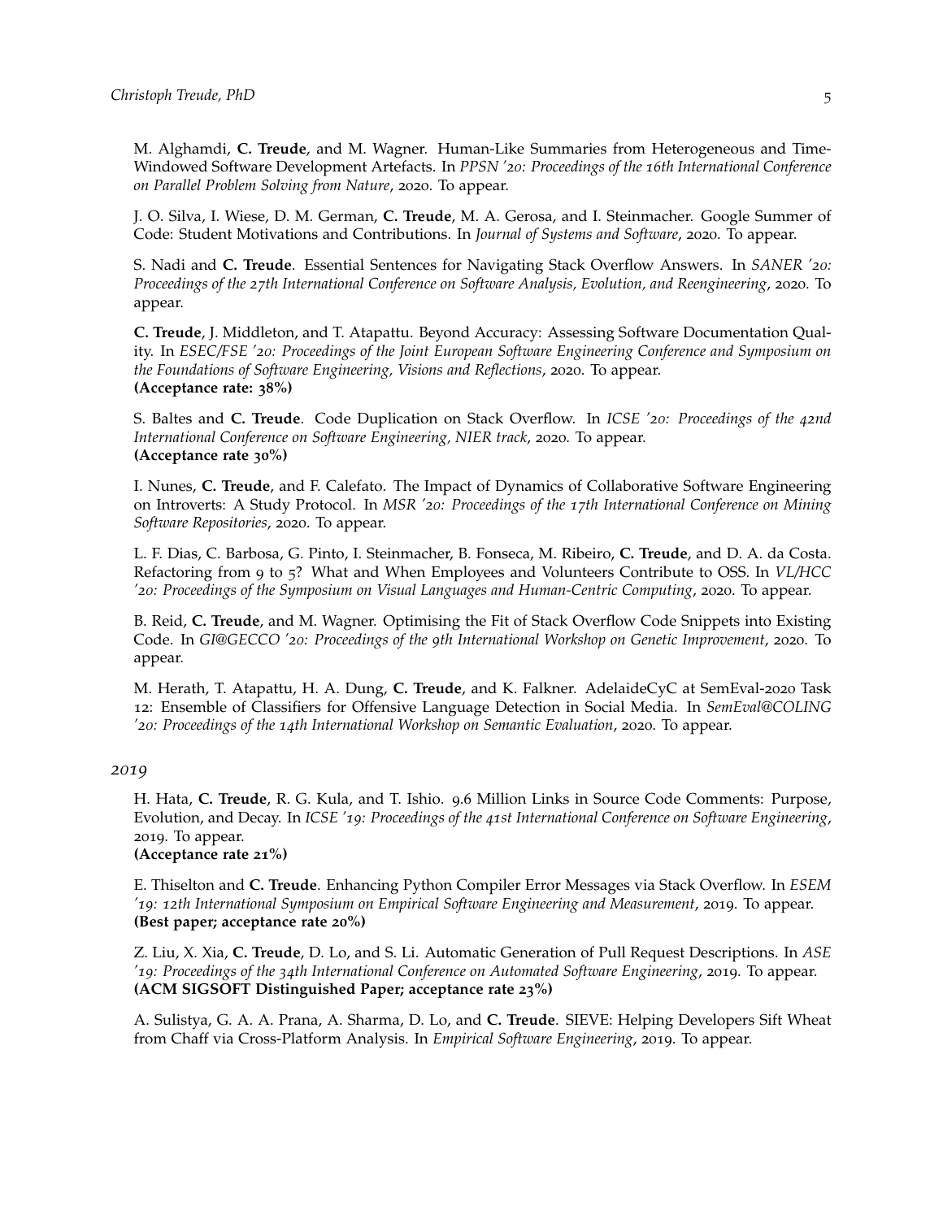M. Alghamdi, **C. Treude**, and M. Wagner. Human-Like Summaries from Heterogeneous and Time-Windowed Software Development Artefacts. In *PPSN '20: Proceedings of the 16th International Conference on Parallel Problem Solving from Nature*, 2020. To appear.

J. O. Silva, I. Wiese, D. M. German, **C. Treude**, M. A. Gerosa, and I. Steinmacher. Google Summer of Code: Student Motivations and Contributions. In *Journal of Systems and Software*, 2020. To appear.

S. Nadi and **C. Treude**. Essential Sentences for Navigating Stack Overflow Answers. In *SANER '20: Proceedings of the 27th International Conference on Software Analysis, Evolution, and Reengineering*, 2020. To appear.

**C. Treude**, J. Middleton, and T. Atapattu. Beyond Accuracy: Assessing Software Documentation Quality. In *ESEC/FSE '20: Proceedings of the Joint European Software Engineering Conference and Symposium on the Foundations of Software Engineering, Visions and Reflections*, 2020. To appear.
**(Acceptance rate: 38%)**

S. Baltes and **C. Treude**. Code Duplication on Stack Overflow. In *ICSE '20: Proceedings of the 42nd International Conference on Software Engineering, NIER track*, 2020. To appear.
**(Acceptance rate 30%)**

I. Nunes, **C. Treude**, and F. Calefato. The Impact of Dynamics of Collaborative Software Engineering on Introverts: A Study Protocol. In *MSR '20: Proceedings of the 17th International Conference on Mining Software Repositories*, 2020. To appear.

L. F. Dias, C. Barbosa, G. Pinto, I. Steinmacher, B. Fonseca, M. Ribeiro, **C. Treude**, and D. A. da Costa. Refactoring from 9 to 5? What and When Employees and Volunteers Contribute to OSS. In *VL/HCC '20: Proceedings of the Symposium on Visual Languages and Human-Centric Computing*, 2020. To appear.

B. Reid, **C. Treude**, and M. Wagner. Optimising the Fit of Stack Overflow Code Snippets into Existing Code. In *GI@GECCO '20: Proceedings of the 9th International Workshop on Genetic Improvement*, 2020. To appear.

M. Herath, T. Atapattu, H. A. Dung, **C. Treude**, and K. Falkner. AdelaideCyC at SemEval-2020 Task 12: Ensemble of Classifiers for Offensive Language Detection in Social Media. In *SemEval@COLING '20: Proceedings of the 14th International Workshop on Semantic Evaluation*, 2020. To appear.

### *2019*

H. Hata, **C. Treude**, R. G. Kula, and T. Ishio. 9.6 Million Links in Source Code Comments: Purpose, Evolution, and Decay. In *ICSE '19: Proceedings of the 41st International Conference on Software Engineering*, 2019. To appear.
**(Acceptance rate 21%)**

E. Thiselton and **C. Treude**. Enhancing Python Compiler Error Messages via Stack Overflow. In *ESEM '19: 12th International Symposium on Empirical Software Engineering and Measurement*, 2019. To appear.
**(Best paper; acceptance rate 20%)**

Z. Liu, X. Xia, **C. Treude**, D. Lo, and S. Li. Automatic Generation of Pull Request Descriptions. In *ASE '19: Proceedings of the 34th International Conference on Automated Software Engineering*, 2019. To appear.
**(ACM SIGSOFT Distinguished Paper; acceptance rate 23%)**

A. Sulistya, G. A. A. Prana, A. Sharma, D. Lo, and **C. Treude**. SIEVE: Helping Developers Sift Wheat from Chaff via Cross-Platform Analysis. In *Empirical Software Engineering*, 2019. To appear.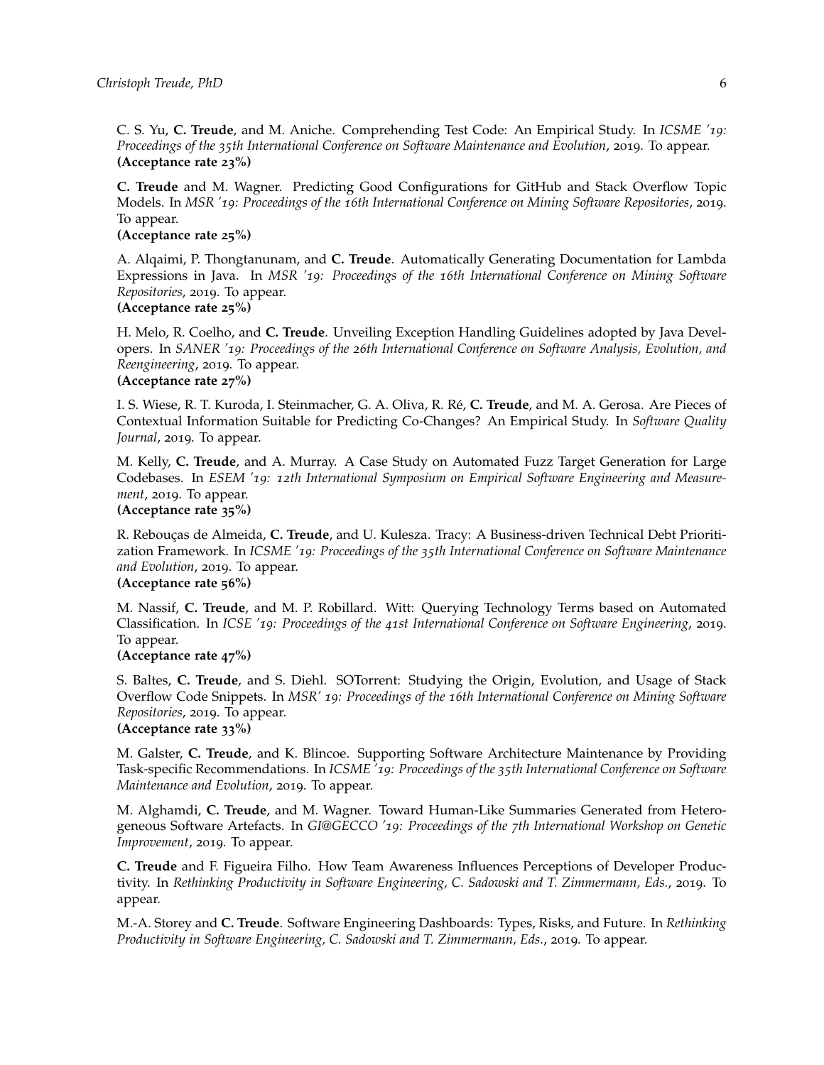C. S. Yu, **C. Treude**, and M. Aniche. Comprehending Test Code: An Empirical Study. In *ICSME '19: Proceedings of the 35th International Conference on Software Maintenance and Evolution*, 2019. To appear.
**(Acceptance rate 23%)**

**C. Treude** and M. Wagner. Predicting Good Configurations for GitHub and Stack Overflow Topic Models. In *MSR '19: Proceedings of the 16th International Conference on Mining Software Repositories*, 2019. To appear.
**(Acceptance rate 25%)**

A. Alqaimi, P. Thongtanunam, and **C. Treude**. Automatically Generating Documentation for Lambda Expressions in Java. In *MSR '19: Proceedings of the 16th International Conference on Mining Software Repositories*, 2019. To appear.
**(Acceptance rate 25%)**

H. Melo, R. Coelho, and **C. Treude**. Unveiling Exception Handling Guidelines adopted by Java Developers. In *SANER '19: Proceedings of the 26th International Conference on Software Analysis, Evolution, and Reengineering*, 2019. To appear.
**(Acceptance rate 27%)**

I. S. Wiese, R. T. Kuroda, I. Steinmacher, G. A. Oliva, R. Ré, **C. Treude**, and M. A. Gerosa. Are Pieces of Contextual Information Suitable for Predicting Co-Changes? An Empirical Study. In *Software Quality Journal*, 2019. To appear.

M. Kelly, **C. Treude**, and A. Murray. A Case Study on Automated Fuzz Target Generation for Large Codebases. In *ESEM '19: 12th International Symposium on Empirical Software Engineering and Measurement*, 2019. To appear.
**(Acceptance rate 35%)**

R. Rebouças de Almeida, **C. Treude**, and U. Kulesza. Tracy: A Business-driven Technical Debt Prioritization Framework. In *ICSME '19: Proceedings of the 35th International Conference on Software Maintenance and Evolution*, 2019. To appear.
**(Acceptance rate 56%)**

M. Nassif, **C. Treude**, and M. P. Robillard. Witt: Querying Technology Terms based on Automated Classification. In *ICSE '19: Proceedings of the 41st International Conference on Software Engineering*, 2019. To appear.
**(Acceptance rate 47%)**

S. Baltes, **C. Treude**, and S. Diehl. SOTorrent: Studying the Origin, Evolution, and Usage of Stack Overflow Code Snippets. In *MSR' 19: Proceedings of the 16th International Conference on Mining Software Repositories*, 2019. To appear.
**(Acceptance rate 33%)**

M. Galster, **C. Treude**, and K. Blincoe. Supporting Software Architecture Maintenance by Providing Task-specific Recommendations. In *ICSME '19: Proceedings of the 35th International Conference on Software Maintenance and Evolution*, 2019. To appear.

M. Alghamdi, **C. Treude**, and M. Wagner. Toward Human-Like Summaries Generated from Heterogeneous Software Artefacts. In *GI@GECCO '19: Proceedings of the 7th International Workshop on Genetic Improvement*, 2019. To appear.

**C. Treude** and F. Figueira Filho. How Team Awareness Influences Perceptions of Developer Productivity. In *Rethinking Productivity in Software Engineering, C. Sadowski and T. Zimmermann, Eds.*, 2019. To appear.

M.-A. Storey and **C. Treude**. Software Engineering Dashboards: Types, Risks, and Future. In *Rethinking Productivity in Software Engineering, C. Sadowski and T. Zimmermann, Eds.*, 2019. To appear.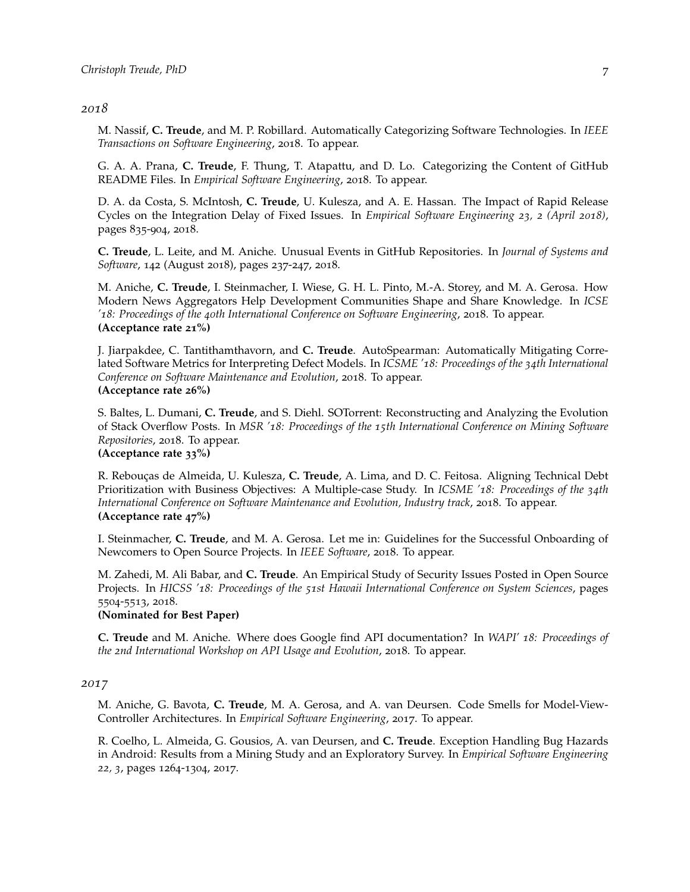*2018*

M. Nassif, **C. Treude**, and M. P. Robillard. Automatically Categorizing Software Technologies. In *IEEE Transactions on Software Engineering*, 2018. To appear.

G. A. A. Prana, **C. Treude**, F. Thung, T. Atapattu, and D. Lo. Categorizing the Content of GitHub README Files. In *Empirical Software Engineering*, 2018. To appear.

D. A. da Costa, S. McIntosh, **C. Treude**, U. Kulesza, and A. E. Hassan. The Impact of Rapid Release Cycles on the Integration Delay of Fixed Issues. In *Empirical Software Engineering 23, 2 (April 2018)*, pages 835-904, 2018.

**C. Treude**, L. Leite, and M. Aniche. Unusual Events in GitHub Repositories. In *Journal of Systems and Software*, 142 (August 2018), pages 237-247, 2018.

M. Aniche, **C. Treude**, I. Steinmacher, I. Wiese, G. H. L. Pinto, M.-A. Storey, and M. A. Gerosa. How Modern News Aggregators Help Development Communities Shape and Share Knowledge. In *ICSE '18: Proceedings of the 40th International Conference on Software Engineering*, 2018. To appear.
**(Acceptance rate 21%)**

J. Jiarpakdee, C. Tantithamthavorn, and **C. Treude**. AutoSpearman: Automatically Mitigating Correlated Software Metrics for Interpreting Defect Models. In *ICSME '18: Proceedings of the 34th International Conference on Software Maintenance and Evolution*, 2018. To appear.
**(Acceptance rate 26%)**

S. Baltes, L. Dumani, **C. Treude**, and S. Diehl. SOTorrent: Reconstructing and Analyzing the Evolution of Stack Overflow Posts. In *MSR '18: Proceedings of the 15th International Conference on Mining Software Repositories*, 2018. To appear.
**(Acceptance rate 33%)**

R. Rebouças de Almeida, U. Kulesza, **C. Treude**, A. Lima, and D. C. Feitosa. Aligning Technical Debt Prioritization with Business Objectives: A Multiple-case Study. In *ICSME '18: Proceedings of the 34th International Conference on Software Maintenance and Evolution, Industry track*, 2018. To appear.
**(Acceptance rate 47%)**

I. Steinmacher, **C. Treude**, and M. A. Gerosa. Let me in: Guidelines for the Successful Onboarding of Newcomers to Open Source Projects. In *IEEE Software*, 2018. To appear.

M. Zahedi, M. Ali Babar, and **C. Treude**. An Empirical Study of Security Issues Posted in Open Source Projects. In *HICSS '18: Proceedings of the 51st Hawaii International Conference on System Sciences*, pages 5504-5513, 2018.
**(Nominated for Best Paper)**

**C. Treude** and M. Aniche. Where does Google find API documentation? In *WAPI' 18: Proceedings of the 2nd International Workshop on API Usage and Evolution*, 2018. To appear.

*2017*

M. Aniche, G. Bavota, **C. Treude**, M. A. Gerosa, and A. van Deursen. Code Smells for Model-View-Controller Architectures. In *Empirical Software Engineering*, 2017. To appear.

R. Coelho, L. Almeida, G. Gousios, A. van Deursen, and **C. Treude**. Exception Handling Bug Hazards in Android: Results from a Mining Study and an Exploratory Survey. In *Empirical Software Engineering 22, 3*, pages 1264-1304, 2017.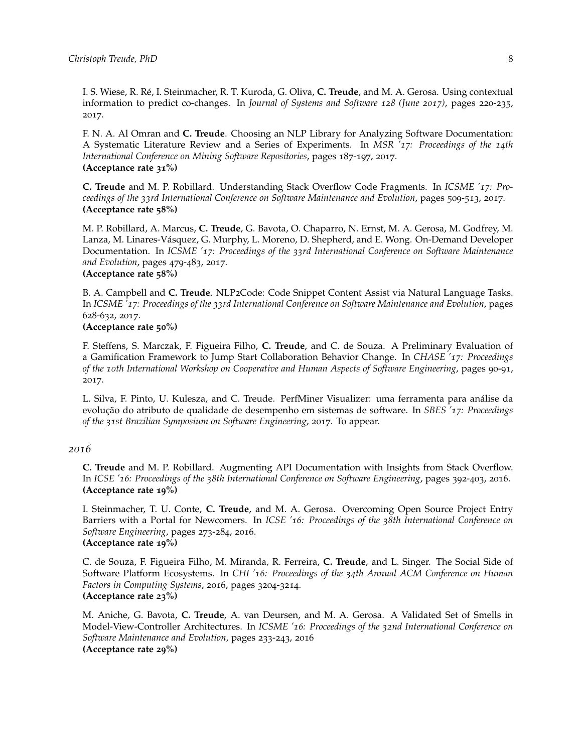I. S. Wiese, R. Ré, I. Steinmacher, R. T. Kuroda, G. Oliva, **C. Treude**, and M. A. Gerosa. Using contextual information to predict co-changes. In *Journal of Systems and Software 128 (June 2017)*, pages 220-235, 2017.

F. N. A. Al Omran and **C. Treude**. Choosing an NLP Library for Analyzing Software Documentation: A Systematic Literature Review and a Series of Experiments. In *MSR '17: Proceedings of the 14th International Conference on Mining Software Repositories*, pages 187-197, 2017.
**(Acceptance rate 31%)**

**C. Treude** and M. P. Robillard. Understanding Stack Overflow Code Fragments. In *ICSME '17: Proceedings of the 33rd International Conference on Software Maintenance and Evolution*, pages 509-513, 2017.
**(Acceptance rate 58%)**

M. P. Robillard, A. Marcus, **C. Treude**, G. Bavota, O. Chaparro, N. Ernst, M. A. Gerosa, M. Godfrey, M. Lanza, M. Linares-Vásquez, G. Murphy, L. Moreno, D. Shepherd, and E. Wong. On-Demand Developer Documentation. In *ICSME '17: Proceedings of the 33rd International Conference on Software Maintenance and Evolution*, pages 479-483, 2017.
**(Acceptance rate 58%)**

B. A. Campbell and **C. Treude**. NLP2Code: Code Snippet Content Assist via Natural Language Tasks. In *ICSME '17: Proceedings of the 33rd International Conference on Software Maintenance and Evolution*, pages 628-632, 2017.
**(Acceptance rate 50%)**

F. Steffens, S. Marczak, F. Figueira Filho, **C. Treude**, and C. de Souza. A Preliminary Evaluation of a Gamification Framework to Jump Start Collaboration Behavior Change. In *CHASE '17: Proceedings of the 10th International Workshop on Cooperative and Human Aspects of Software Engineering*, pages 90-91, 2017.

L. Silva, F. Pinto, U. Kulesza, and C. Treude. PerfMiner Visualizer: uma ferramenta para análise da evolução do atributo de qualidade de desempenho em sistemas de software. In *SBES '17: Proceedings of the 31st Brazilian Symposium on Software Engineering*, 2017. To appear.

### *2016*

**C. Treude** and M. P. Robillard. Augmenting API Documentation with Insights from Stack Overflow. In *ICSE '16: Proceedings of the 38th International Conference on Software Engineering*, pages 392-403, 2016.
**(Acceptance rate 19%)**

I. Steinmacher, T. U. Conte, **C. Treude**, and M. A. Gerosa. Overcoming Open Source Project Entry Barriers with a Portal for Newcomers. In *ICSE '16: Proceedings of the 38th International Conference on Software Engineering*, pages 273-284, 2016.
**(Acceptance rate 19%)**

C. de Souza, F. Figueira Filho, M. Miranda, R. Ferreira, **C. Treude**, and L. Singer. The Social Side of Software Platform Ecosystems. In *CHI '16: Proceedings of the 34th Annual ACM Conference on Human Factors in Computing Systems*, 2016, pages 3204-3214.
**(Acceptance rate 23%)**

M. Aniche, G. Bavota, **C. Treude**, A. van Deursen, and M. A. Gerosa. A Validated Set of Smells in Model-View-Controller Architectures. In *ICSME '16: Proceedings of the 32nd International Conference on Software Maintenance and Evolution*, pages 233-243, 2016
**(Acceptance rate 29%)**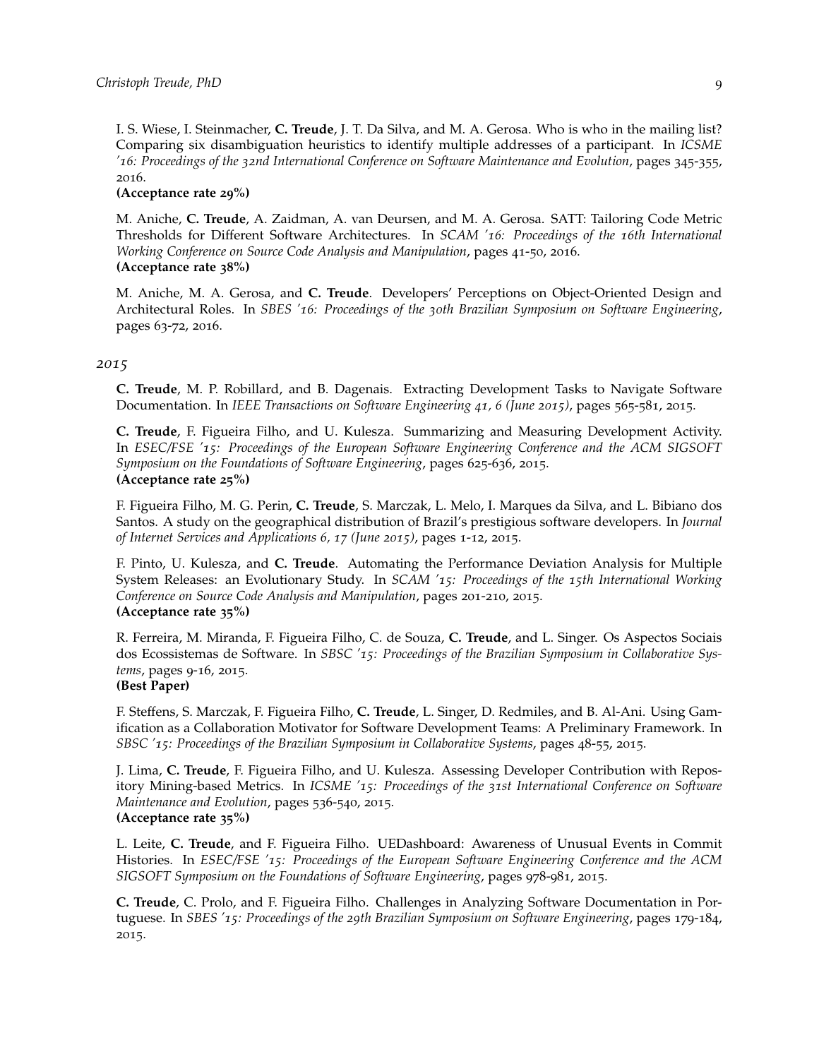I. S. Wiese, I. Steinmacher, **C. Treude**, J. T. Da Silva, and M. A. Gerosa. Who is who in the mailing list? Comparing six disambiguation heuristics to identify multiple addresses of a participant. In *ICSME '16: Proceedings of the 32nd International Conference on Software Maintenance and Evolution*, pages 345-355, 2016.
**(Acceptance rate 29%)**

M. Aniche, **C. Treude**, A. Zaidman, A. van Deursen, and M. A. Gerosa. SATT: Tailoring Code Metric Thresholds for Different Software Architectures. In *SCAM '16: Proceedings of the 16th International Working Conference on Source Code Analysis and Manipulation*, pages 41-50, 2016.
**(Acceptance rate 38%)**

M. Aniche, M. A. Gerosa, and **C. Treude**. Developers' Perceptions on Object-Oriented Design and Architectural Roles. In *SBES '16: Proceedings of the 30th Brazilian Symposium on Software Engineering*, pages 63-72, 2016.

*2015*

**C. Treude**, M. P. Robillard, and B. Dagenais. Extracting Development Tasks to Navigate Software Documentation. In *IEEE Transactions on Software Engineering 41, 6 (June 2015)*, pages 565-581, 2015.

**C. Treude**, F. Figueira Filho, and U. Kulesza. Summarizing and Measuring Development Activity. In *ESEC/FSE '15: Proceedings of the European Software Engineering Conference and the ACM SIGSOFT Symposium on the Foundations of Software Engineering*, pages 625-636, 2015.
**(Acceptance rate 25%)**

F. Figueira Filho, M. G. Perin, **C. Treude**, S. Marczak, L. Melo, I. Marques da Silva, and L. Bibiano dos Santos. A study on the geographical distribution of Brazil's prestigious software developers. In *Journal of Internet Services and Applications 6, 17 (June 2015)*, pages 1-12, 2015.

F. Pinto, U. Kulesza, and **C. Treude**. Automating the Performance Deviation Analysis for Multiple System Releases: an Evolutionary Study. In *SCAM '15: Proceedings of the 15th International Working Conference on Source Code Analysis and Manipulation*, pages 201-210, 2015.
**(Acceptance rate 35%)**

R. Ferreira, M. Miranda, F. Figueira Filho, C. de Souza, **C. Treude**, and L. Singer. Os Aspectos Sociais dos Ecossistemas de Software. In *SBSC '15: Proceedings of the Brazilian Symposium in Collaborative Systems*, pages 9-16, 2015.
**(Best Paper)**

F. Steffens, S. Marczak, F. Figueira Filho, **C. Treude**, L. Singer, D. Redmiles, and B. Al-Ani. Using Gamification as a Collaboration Motivator for Software Development Teams: A Preliminary Framework. In *SBSC '15: Proceedings of the Brazilian Symposium in Collaborative Systems*, pages 48-55, 2015.

J. Lima, **C. Treude**, F. Figueira Filho, and U. Kulesza. Assessing Developer Contribution with Repository Mining-based Metrics. In *ICSME '15: Proceedings of the 31st International Conference on Software Maintenance and Evolution*, pages 536-540, 2015.
**(Acceptance rate 35%)**

L. Leite, **C. Treude**, and F. Figueira Filho. UEDashboard: Awareness of Unusual Events in Commit Histories. In *ESEC/FSE '15: Proceedings of the European Software Engineering Conference and the ACM SIGSOFT Symposium on the Foundations of Software Engineering*, pages 978-981, 2015.

**C. Treude**, C. Prolo, and F. Figueira Filho. Challenges in Analyzing Software Documentation in Portuguese. In *SBES '15: Proceedings of the 29th Brazilian Symposium on Software Engineering*, pages 179-184, 2015.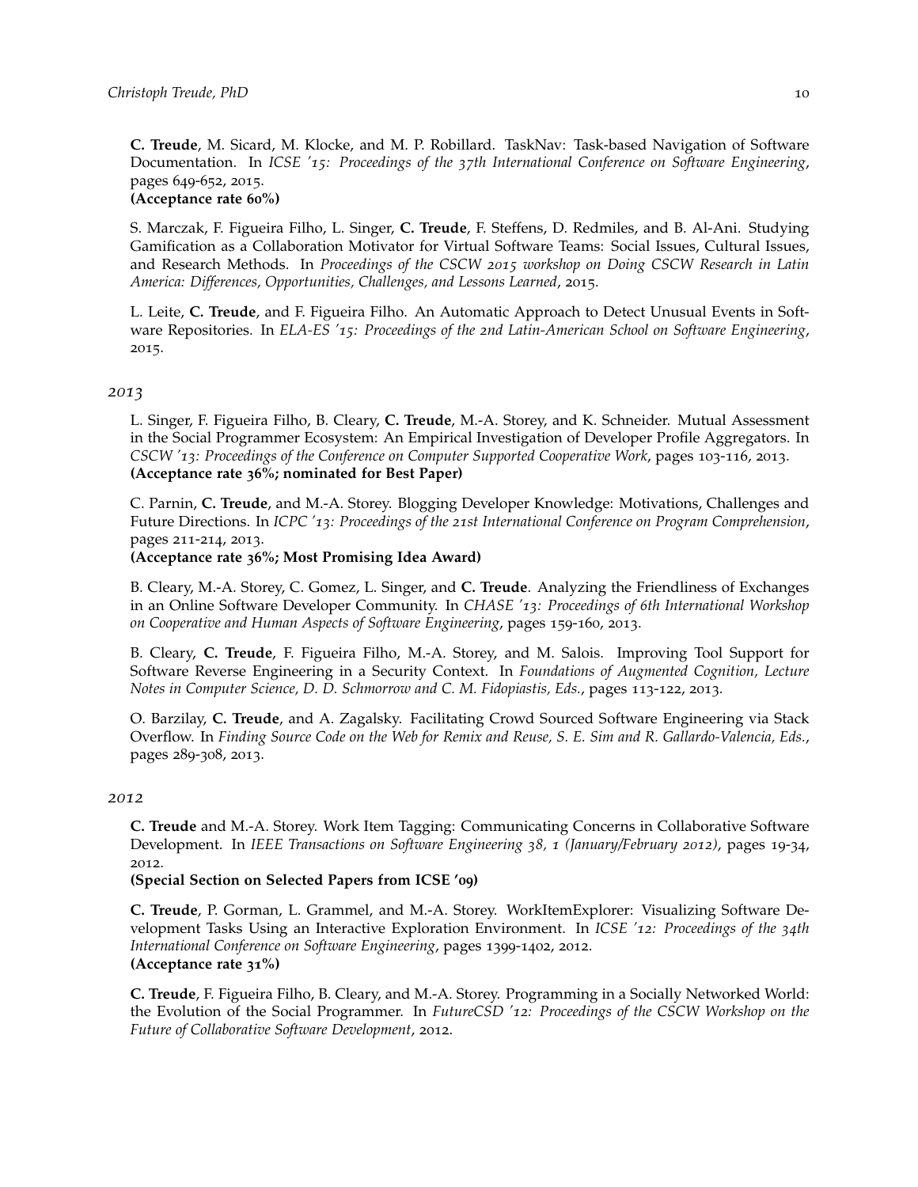**C. Treude**, M. Sicard, M. Klocke, and M. P. Robillard. TaskNav: Task-based Navigation of Software Documentation. In *ICSE '15: Proceedings of the 37th International Conference on Software Engineering*, pages 649-652, 2015.
**(Acceptance rate 60%)**

S. Marczak, F. Figueira Filho, L. Singer, **C. Treude**, F. Steffens, D. Redmiles, and B. Al-Ani. Studying Gamification as a Collaboration Motivator for Virtual Software Teams: Social Issues, Cultural Issues, and Research Methods. In *Proceedings of the CSCW 2015 workshop on Doing CSCW Research in Latin America: Differences, Opportunities, Challenges, and Lessons Learned*, 2015.

L. Leite, **C. Treude**, and F. Figueira Filho. An Automatic Approach to Detect Unusual Events in Software Repositories. In *ELA-ES '15: Proceedings of the 2nd Latin-American School on Software Engineering*, 2015.

*2013*

L. Singer, F. Figueira Filho, B. Cleary, **C. Treude**, M.-A. Storey, and K. Schneider. Mutual Assessment in the Social Programmer Ecosystem: An Empirical Investigation of Developer Profile Aggregators. In *CSCW '13: Proceedings of the Conference on Computer Supported Cooperative Work*, pages 103-116, 2013.
**(Acceptance rate 36%; nominated for Best Paper)**

C. Parnin, **C. Treude**, and M.-A. Storey. Blogging Developer Knowledge: Motivations, Challenges and Future Directions. In *ICPC '13: Proceedings of the 21st International Conference on Program Comprehension*, pages 211-214, 2013.
**(Acceptance rate 36%; Most Promising Idea Award)**

B. Cleary, M.-A. Storey, C. Gomez, L. Singer, and **C. Treude**. Analyzing the Friendliness of Exchanges in an Online Software Developer Community. In *CHASE '13: Proceedings of 6th International Workshop on Cooperative and Human Aspects of Software Engineering*, pages 159-160, 2013.

B. Cleary, **C. Treude**, F. Figueira Filho, M.-A. Storey, and M. Salois. Improving Tool Support for Software Reverse Engineering in a Security Context. In *Foundations of Augmented Cognition, Lecture Notes in Computer Science, D. D. Schmorrow and C. M. Fidopiastis, Eds.*, pages 113-122, 2013.

O. Barzilay, **C. Treude**, and A. Zagalsky. Facilitating Crowd Sourced Software Engineering via Stack Overflow. In *Finding Source Code on the Web for Remix and Reuse, S. E. Sim and R. Gallardo-Valencia, Eds.*, pages 289-308, 2013.

*2012*

**C. Treude** and M.-A. Storey. Work Item Tagging: Communicating Concerns in Collaborative Software Development. In *IEEE Transactions on Software Engineering 38, 1 (January/February 2012)*, pages 19-34, 2012.
**(Special Section on Selected Papers from ICSE '09)**

**C. Treude**, P. Gorman, L. Grammel, and M.-A. Storey. WorkItemExplorer: Visualizing Software Development Tasks Using an Interactive Exploration Environment. In *ICSE '12: Proceedings of the 34th International Conference on Software Engineering*, pages 1399-1402, 2012.
**(Acceptance rate 31%)**

**C. Treude**, F. Figueira Filho, B. Cleary, and M.-A. Storey. Programming in a Socially Networked World: the Evolution of the Social Programmer. In *FutureCSD '12: Proceedings of the CSCW Workshop on the Future of Collaborative Software Development*, 2012.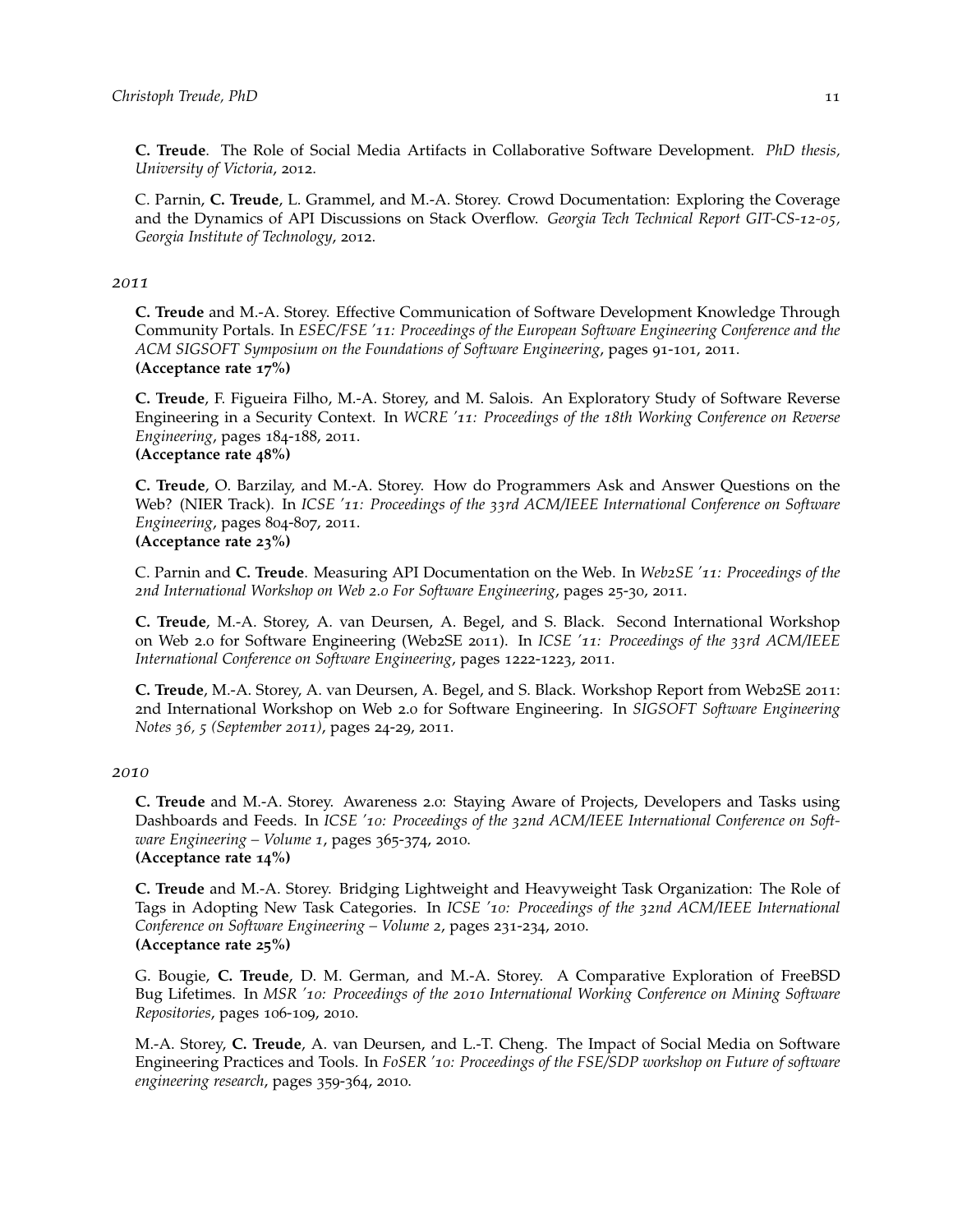**C. Treude**. The Role of Social Media Artifacts in Collaborative Software Development. *PhD thesis, University of Victoria*, 2012.

C. Parnin, **C. Treude**, L. Grammel, and M.-A. Storey. Crowd Documentation: Exploring the Coverage and the Dynamics of API Discussions on Stack Overflow. *Georgia Tech Technical Report GIT-CS-12-05, Georgia Institute of Technology*, 2012.

*2011*

**C. Treude** and M.-A. Storey. Effective Communication of Software Development Knowledge Through Community Portals. In *ESEC/FSE '11: Proceedings of the European Software Engineering Conference and the ACM SIGSOFT Symposium on the Foundations of Software Engineering*, pages 91-101, 2011.
**(Acceptance rate 17%)**

**C. Treude**, F. Figueira Filho, M.-A. Storey, and M. Salois. An Exploratory Study of Software Reverse Engineering in a Security Context. In *WCRE '11: Proceedings of the 18th Working Conference on Reverse Engineering*, pages 184-188, 2011.
**(Acceptance rate 48%)**

**C. Treude**, O. Barzilay, and M.-A. Storey. How do Programmers Ask and Answer Questions on the Web? (NIER Track). In *ICSE '11: Proceedings of the 33rd ACM/IEEE International Conference on Software Engineering*, pages 804-807, 2011.
**(Acceptance rate 23%)**

C. Parnin and **C. Treude**. Measuring API Documentation on the Web. In *Web2SE '11: Proceedings of the 2nd International Workshop on Web 2.0 For Software Engineering*, pages 25-30, 2011.

**C. Treude**, M.-A. Storey, A. van Deursen, A. Begel, and S. Black. Second International Workshop on Web 2.0 for Software Engineering (Web2SE 2011). In *ICSE '11: Proceedings of the 33rd ACM/IEEE International Conference on Software Engineering*, pages 1222-1223, 2011.

**C. Treude**, M.-A. Storey, A. van Deursen, A. Begel, and S. Black. Workshop Report from Web2SE 2011: 2nd International Workshop on Web 2.0 for Software Engineering. In *SIGSOFT Software Engineering Notes 36, 5 (September 2011)*, pages 24-29, 2011.

*2010*

**C. Treude** and M.-A. Storey. Awareness 2.0: Staying Aware of Projects, Developers and Tasks using Dashboards and Feeds. In *ICSE '10: Proceedings of the 32nd ACM/IEEE International Conference on Software Engineering – Volume 1*, pages 365-374, 2010.
**(Acceptance rate 14%)**

**C. Treude** and M.-A. Storey. Bridging Lightweight and Heavyweight Task Organization: The Role of Tags in Adopting New Task Categories. In *ICSE '10: Proceedings of the 32nd ACM/IEEE International Conference on Software Engineering – Volume 2*, pages 231-234, 2010.
**(Acceptance rate 25%)**

G. Bougie, **C. Treude**, D. M. German, and M.-A. Storey. A Comparative Exploration of FreeBSD Bug Lifetimes. In *MSR '10: Proceedings of the 2010 International Working Conference on Mining Software Repositories*, pages 106-109, 2010.

M.-A. Storey, **C. Treude**, A. van Deursen, and L.-T. Cheng. The Impact of Social Media on Software Engineering Practices and Tools. In *FoSER '10: Proceedings of the FSE/SDP workshop on Future of software engineering research*, pages 359-364, 2010.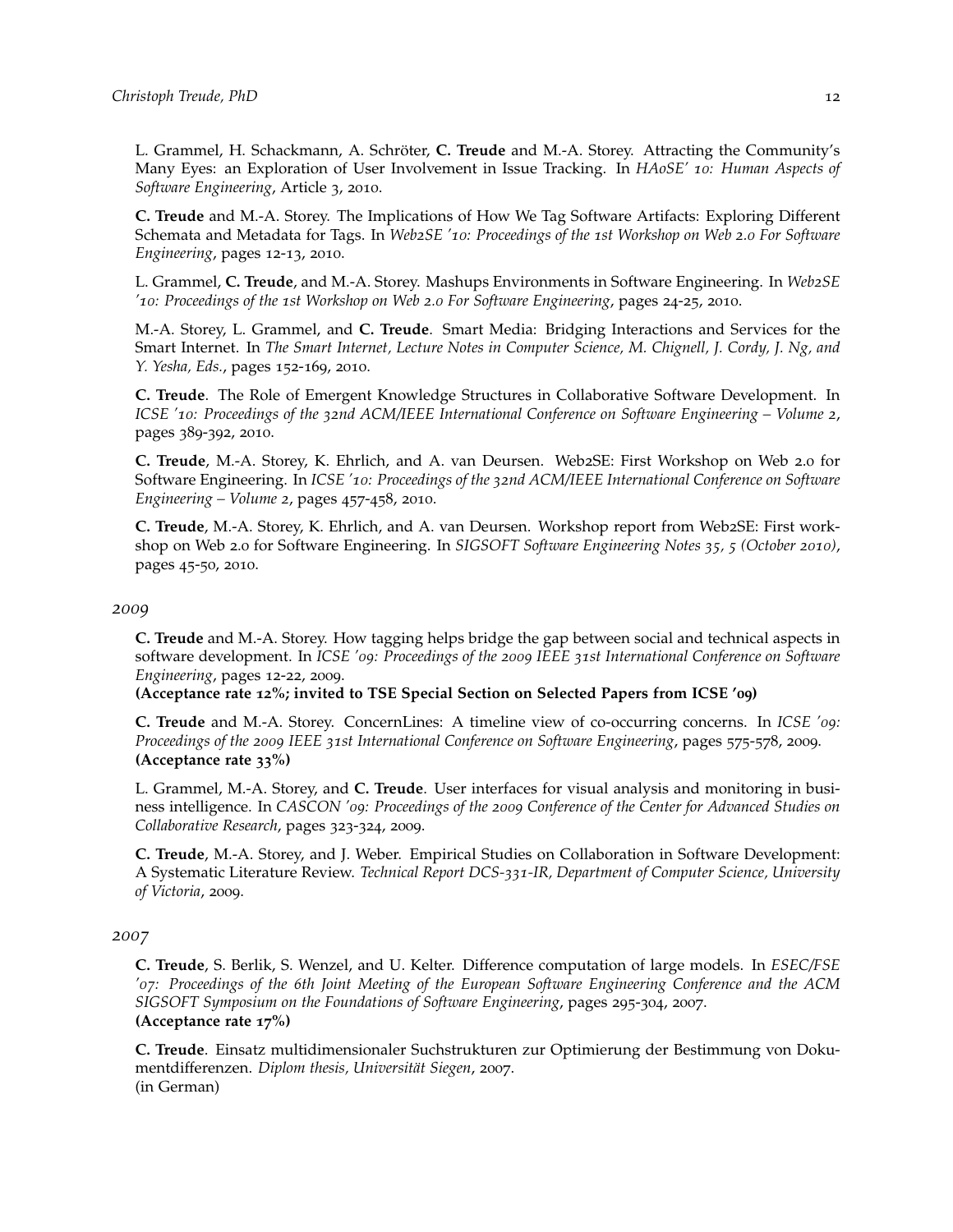L. Grammel, H. Schackmann, A. Schröter, **C. Treude** and M.-A. Storey. Attracting the Community's Many Eyes: an Exploration of User Involvement in Issue Tracking. In *HAoSE' 10: Human Aspects of Software Engineering*, Article 3, 2010.

**C. Treude** and M.-A. Storey. The Implications of How We Tag Software Artifacts: Exploring Different Schemata and Metadata for Tags. In *Web2SE '10: Proceedings of the 1st Workshop on Web 2.0 For Software Engineering*, pages 12-13, 2010.

L. Grammel, **C. Treude**, and M.-A. Storey. Mashups Environments in Software Engineering. In *Web2SE '10: Proceedings of the 1st Workshop on Web 2.0 For Software Engineering*, pages 24-25, 2010.

M.-A. Storey, L. Grammel, and **C. Treude**. Smart Media: Bridging Interactions and Services for the Smart Internet. In *The Smart Internet, Lecture Notes in Computer Science, M. Chignell, J. Cordy, J. Ng, and Y. Yesha, Eds.*, pages 152-169, 2010.

**C. Treude**. The Role of Emergent Knowledge Structures in Collaborative Software Development. In *ICSE '10: Proceedings of the 32nd ACM/IEEE International Conference on Software Engineering – Volume 2*, pages 389-392, 2010.

**C. Treude**, M.-A. Storey, K. Ehrlich, and A. van Deursen. Web2SE: First Workshop on Web 2.0 for Software Engineering. In *ICSE '10: Proceedings of the 32nd ACM/IEEE International Conference on Software Engineering – Volume 2*, pages 457-458, 2010.

**C. Treude**, M.-A. Storey, K. Ehrlich, and A. van Deursen. Workshop report from Web2SE: First workshop on Web 2.0 for Software Engineering. In *SIGSOFT Software Engineering Notes 35, 5 (October 2010)*, pages 45-50, 2010.

*2009*

**C. Treude** and M.-A. Storey. How tagging helps bridge the gap between social and technical aspects in software development. In *ICSE '09: Proceedings of the 2009 IEEE 31st International Conference on Software Engineering*, pages 12-22, 2009.
**(Acceptance rate 12%; invited to TSE Special Section on Selected Papers from ICSE '09)**

**C. Treude** and M.-A. Storey. ConcernLines: A timeline view of co-occurring concerns. In *ICSE '09: Proceedings of the 2009 IEEE 31st International Conference on Software Engineering*, pages 575-578, 2009.
**(Acceptance rate 33%)**

L. Grammel, M.-A. Storey, and **C. Treude**. User interfaces for visual analysis and monitoring in business intelligence. In *CASCON '09: Proceedings of the 2009 Conference of the Center for Advanced Studies on Collaborative Research*, pages 323-324, 2009.

**C. Treude**, M.-A. Storey, and J. Weber. Empirical Studies on Collaboration in Software Development: A Systematic Literature Review. *Technical Report DCS-331-IR, Department of Computer Science, University of Victoria*, 2009.

*2007*

**C. Treude**, S. Berlik, S. Wenzel, and U. Kelter. Difference computation of large models. In *ESEC/FSE '07: Proceedings of the 6th Joint Meeting of the European Software Engineering Conference and the ACM SIGSOFT Symposium on the Foundations of Software Engineering*, pages 295-304, 2007.
**(Acceptance rate 17%)**

**C. Treude**. Einsatz multidimensionaler Suchstrukturen zur Optimierung der Bestimmung von Dokumentdifferenzen. *Diplom thesis, Universität Siegen*, 2007.
(in German)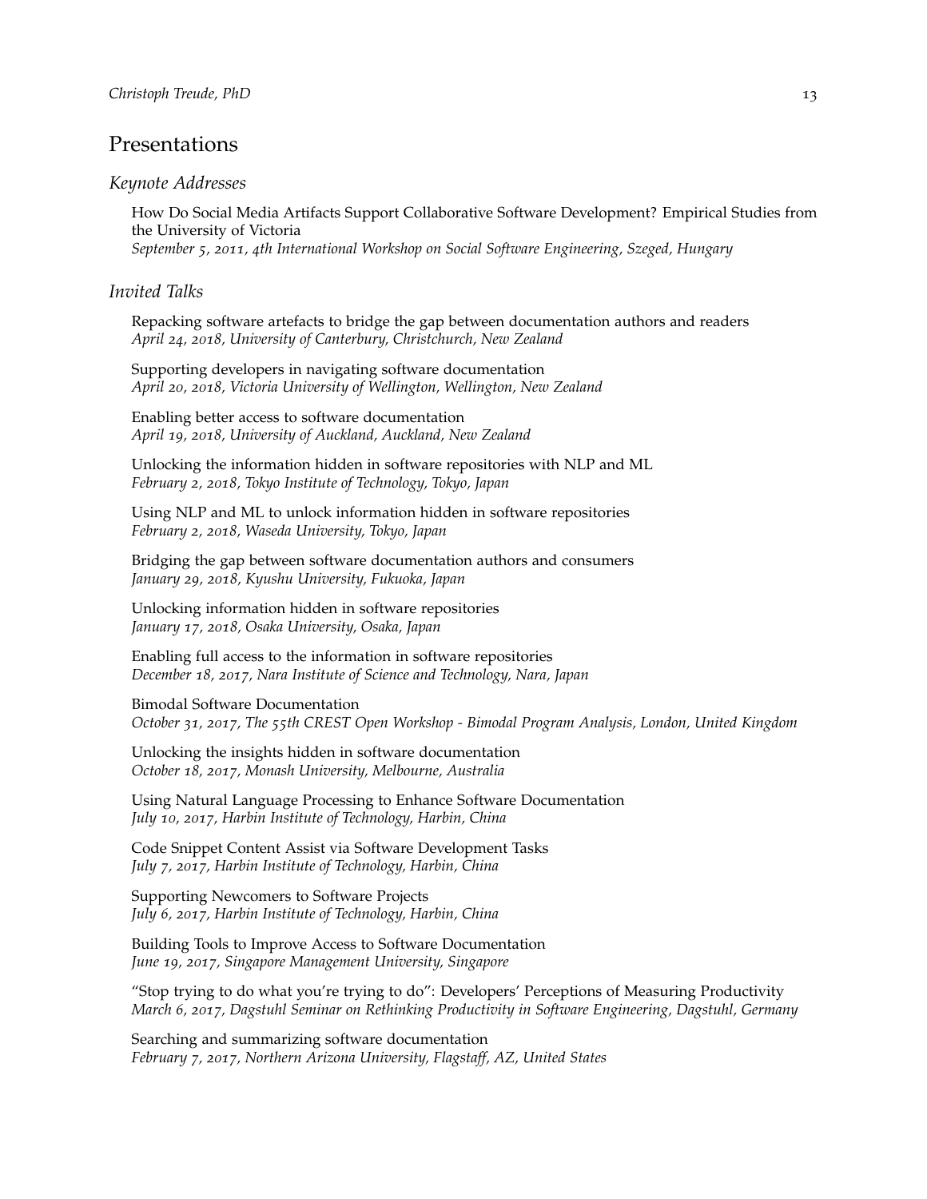## Presentations

### *Keynote Addresses*

How Do Social Media Artifacts Support Collaborative Software Development? Empirical Studies from the University of Victoria
*September 5, 2011, 4th International Workshop on Social Software Engineering, Szeged, Hungary*

### *Invited Talks*

Repacking software artefacts to bridge the gap between documentation authors and readers
*April 24, 2018, University of Canterbury, Christchurch, New Zealand*

Supporting developers in navigating software documentation
*April 20, 2018, Victoria University of Wellington, Wellington, New Zealand*

Enabling better access to software documentation
*April 19, 2018, University of Auckland, Auckland, New Zealand*

Unlocking the information hidden in software repositories with NLP and ML
*February 2, 2018, Tokyo Institute of Technology, Tokyo, Japan*

Using NLP and ML to unlock information hidden in software repositories
*February 2, 2018, Waseda University, Tokyo, Japan*

Bridging the gap between software documentation authors and consumers
*January 29, 2018, Kyushu University, Fukuoka, Japan*

Unlocking information hidden in software repositories
*January 17, 2018, Osaka University, Osaka, Japan*

Enabling full access to the information in software repositories
*December 18, 2017, Nara Institute of Science and Technology, Nara, Japan*

Bimodal Software Documentation
*October 31, 2017, The 55th CREST Open Workshop - Bimodal Program Analysis, London, United Kingdom*

Unlocking the insights hidden in software documentation
*October 18, 2017, Monash University, Melbourne, Australia*

Using Natural Language Processing to Enhance Software Documentation
*July 10, 2017, Harbin Institute of Technology, Harbin, China*

Code Snippet Content Assist via Software Development Tasks
*July 7, 2017, Harbin Institute of Technology, Harbin, China*

Supporting Newcomers to Software Projects
*July 6, 2017, Harbin Institute of Technology, Harbin, China*

Building Tools to Improve Access to Software Documentation
*June 19, 2017, Singapore Management University, Singapore*

"Stop trying to do what you're trying to do": Developers' Perceptions of Measuring Productivity
*March 6, 2017, Dagstuhl Seminar on Rethinking Productivity in Software Engineering, Dagstuhl, Germany*

Searching and summarizing software documentation
*February 7, 2017, Northern Arizona University, Flagstaff, AZ, United States*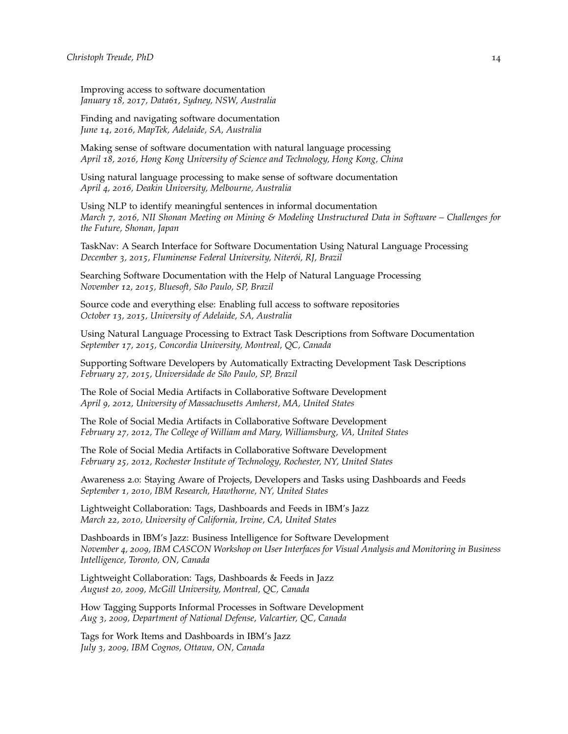Improving access to software documentation
*January 18, 2017, Data61, Sydney, NSW, Australia*

Finding and navigating software documentation
*June 14, 2016, MapTek, Adelaide, SA, Australia*

Making sense of software documentation with natural language processing
*April 18, 2016, Hong Kong University of Science and Technology, Hong Kong, China*

Using natural language processing to make sense of software documentation
*April 4, 2016, Deakin University, Melbourne, Australia*

Using NLP to identify meaningful sentences in informal documentation
*March 7, 2016, NII Shonan Meeting on Mining & Modeling Unstructured Data in Software – Challenges for the Future, Shonan, Japan*

TaskNav: A Search Interface for Software Documentation Using Natural Language Processing
*December 3, 2015, Fluminense Federal University, Niterói, RJ, Brazil*

Searching Software Documentation with the Help of Natural Language Processing
*November 12, 2015, Bluesoft, São Paulo, SP, Brazil*

Source code and everything else: Enabling full access to software repositories
*October 13, 2015, University of Adelaide, SA, Australia*

Using Natural Language Processing to Extract Task Descriptions from Software Documentation
*September 17, 2015, Concordia University, Montreal, QC, Canada*

Supporting Software Developers by Automatically Extracting Development Task Descriptions
*February 27, 2015, Universidade de São Paulo, SP, Brazil*

The Role of Social Media Artifacts in Collaborative Software Development
*April 9, 2012, University of Massachusetts Amherst, MA, United States*

The Role of Social Media Artifacts in Collaborative Software Development
*February 27, 2012, The College of William and Mary, Williamsburg, VA, United States*

The Role of Social Media Artifacts in Collaborative Software Development
*February 25, 2012, Rochester Institute of Technology, Rochester, NY, United States*

Awareness 2.0: Staying Aware of Projects, Developers and Tasks using Dashboards and Feeds
*September 1, 2010, IBM Research, Hawthorne, NY, United States*

Lightweight Collaboration: Tags, Dashboards and Feeds in IBM's Jazz
*March 22, 2010, University of California, Irvine, CA, United States*

Dashboards in IBM's Jazz: Business Intelligence for Software Development
*November 4, 2009, IBM CASCON Workshop on User Interfaces for Visual Analysis and Monitoring in Business Intelligence, Toronto, ON, Canada*

Lightweight Collaboration: Tags, Dashboards & Feeds in Jazz
*August 20, 2009, McGill University, Montreal, QC, Canada*

How Tagging Supports Informal Processes in Software Development
*Aug 3, 2009, Department of National Defense, Valcartier, QC, Canada*

Tags for Work Items and Dashboards in IBM's Jazz
*July 3, 2009, IBM Cognos, Ottawa, ON, Canada*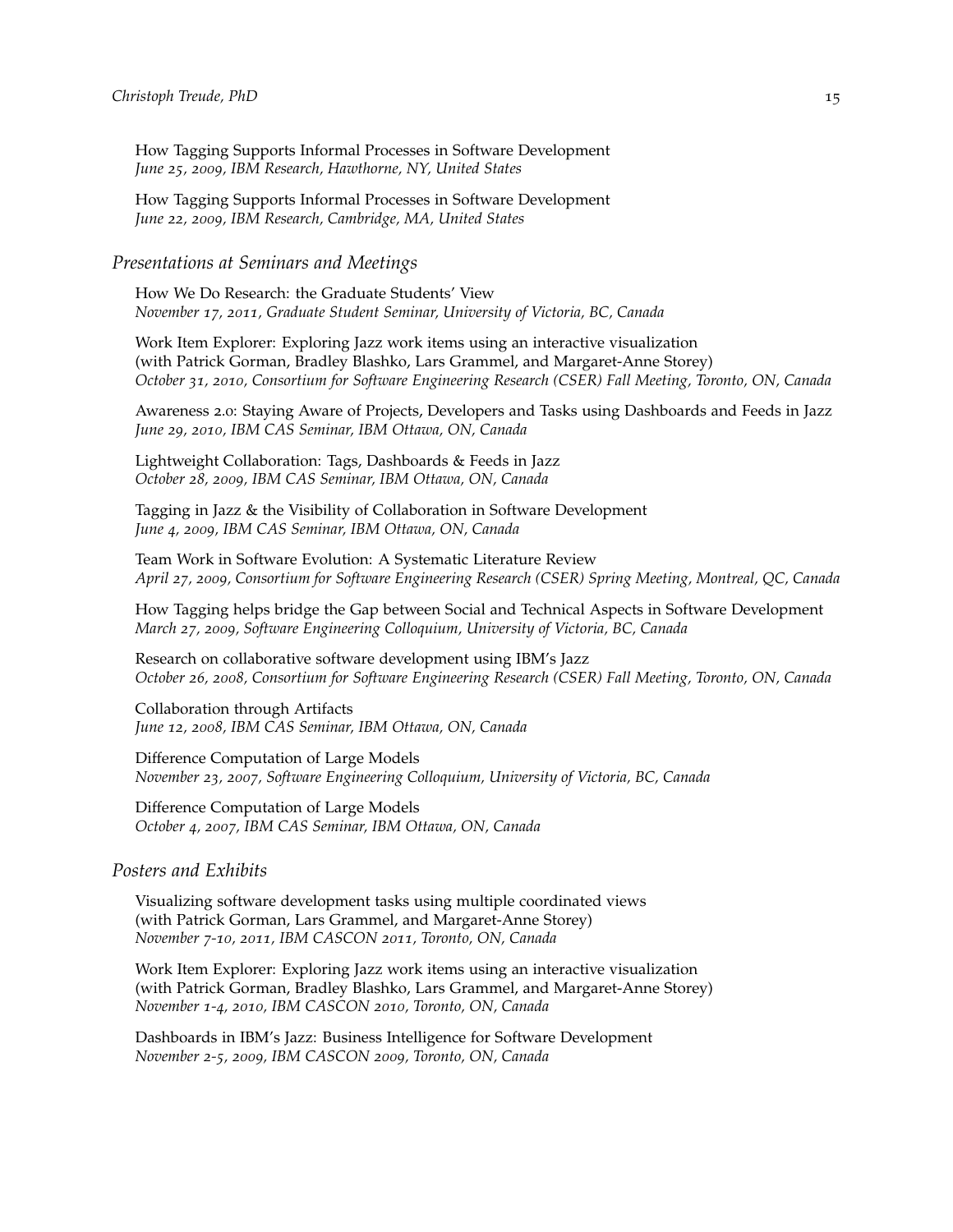How Tagging Supports Informal Processes in Software Development
*June 25, 2009, IBM Research, Hawthorne, NY, United States*

How Tagging Supports Informal Processes in Software Development
*June 22, 2009, IBM Research, Cambridge, MA, United States*

## *Presentations at Seminars and Meetings*

How We Do Research: the Graduate Students' View
*November 17, 2011, Graduate Student Seminar, University of Victoria, BC, Canada*

Work Item Explorer: Exploring Jazz work items using an interactive visualization
(with Patrick Gorman, Bradley Blashko, Lars Grammel, and Margaret-Anne Storey)
*October 31, 2010, Consortium for Software Engineering Research (CSER) Fall Meeting, Toronto, ON, Canada*

Awareness 2.0: Staying Aware of Projects, Developers and Tasks using Dashboards and Feeds in Jazz
*June 29, 2010, IBM CAS Seminar, IBM Ottawa, ON, Canada*

Lightweight Collaboration: Tags, Dashboards & Feeds in Jazz
*October 28, 2009, IBM CAS Seminar, IBM Ottawa, ON, Canada*

Tagging in Jazz & the Visibility of Collaboration in Software Development
*June 4, 2009, IBM CAS Seminar, IBM Ottawa, ON, Canada*

Team Work in Software Evolution: A Systematic Literature Review
*April 27, 2009, Consortium for Software Engineering Research (CSER) Spring Meeting, Montreal, QC, Canada*

How Tagging helps bridge the Gap between Social and Technical Aspects in Software Development
*March 27, 2009, Software Engineering Colloquium, University of Victoria, BC, Canada*

Research on collaborative software development using IBM's Jazz
*October 26, 2008, Consortium for Software Engineering Research (CSER) Fall Meeting, Toronto, ON, Canada*

Collaboration through Artifacts
*June 12, 2008, IBM CAS Seminar, IBM Ottawa, ON, Canada*

Difference Computation of Large Models
*November 23, 2007, Software Engineering Colloquium, University of Victoria, BC, Canada*

Difference Computation of Large Models
*October 4, 2007, IBM CAS Seminar, IBM Ottawa, ON, Canada*

## *Posters and Exhibits*

Visualizing software development tasks using multiple coordinated views
(with Patrick Gorman, Lars Grammel, and Margaret-Anne Storey)
*November 7-10, 2011, IBM CASCON 2011, Toronto, ON, Canada*

Work Item Explorer: Exploring Jazz work items using an interactive visualization
(with Patrick Gorman, Bradley Blashko, Lars Grammel, and Margaret-Anne Storey)
*November 1-4, 2010, IBM CASCON 2010, Toronto, ON, Canada*

Dashboards in IBM's Jazz: Business Intelligence for Software Development
*November 2-5, 2009, IBM CASCON 2009, Toronto, ON, Canada*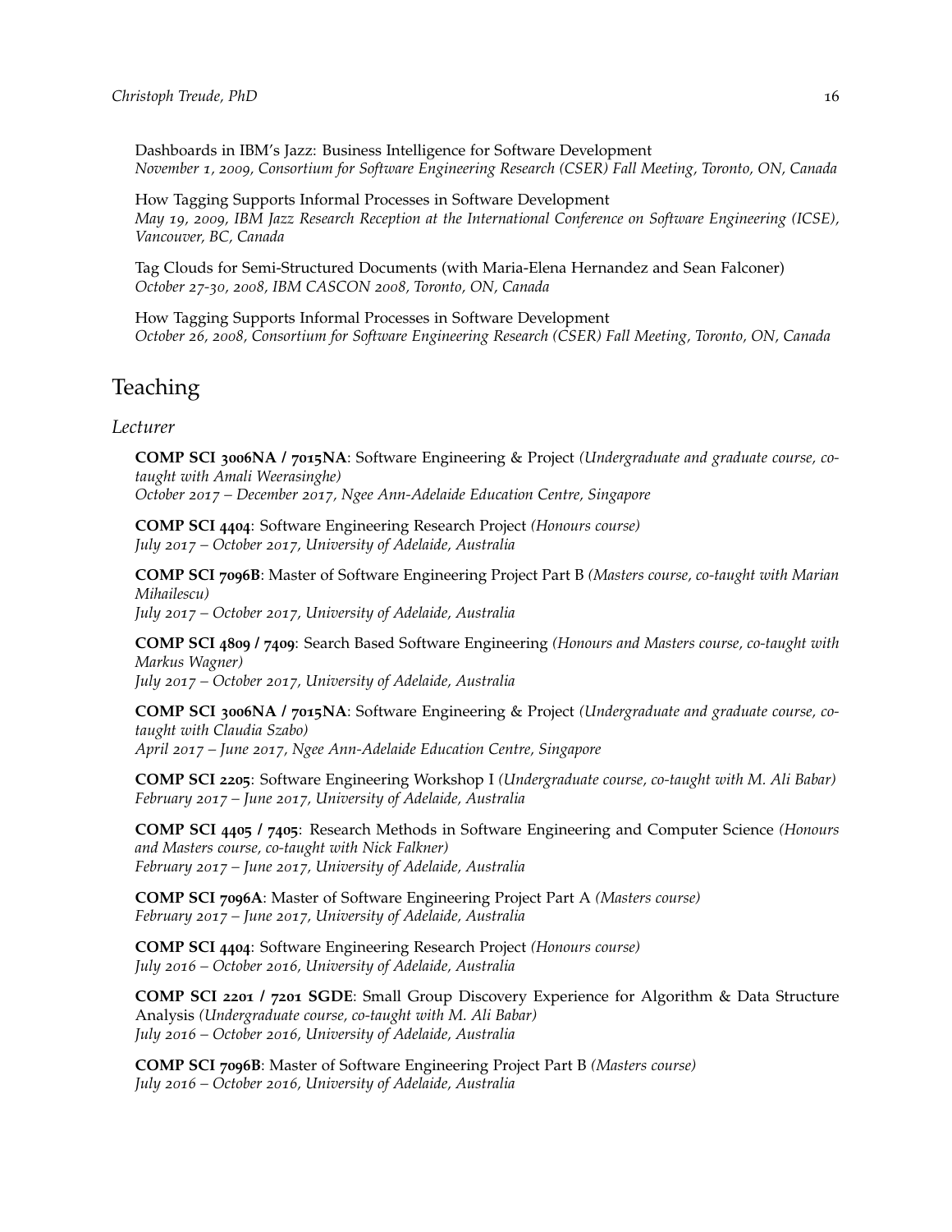Dashboards in IBM's Jazz: Business Intelligence for Software Development
*November 1, 2009, Consortium for Software Engineering Research (CSER) Fall Meeting, Toronto, ON, Canada*

How Tagging Supports Informal Processes in Software Development
*May 19, 2009, IBM Jazz Research Reception at the International Conference on Software Engineering (ICSE), Vancouver, BC, Canada*

Tag Clouds for Semi-Structured Documents (with Maria-Elena Hernandez and Sean Falconer)
*October 27-30, 2008, IBM CASCON 2008, Toronto, ON, Canada*

How Tagging Supports Informal Processes in Software Development
*October 26, 2008, Consortium for Software Engineering Research (CSER) Fall Meeting, Toronto, ON, Canada*

## Teaching

### *Lecturer*

**COMP SCI 3006NA / 7015NA**: Software Engineering & Project *(Undergraduate and graduate course, co-taught with Amali Weerasinghe)*
*October 2017 – December 2017, Ngee Ann-Adelaide Education Centre, Singapore*

**COMP SCI 4404**: Software Engineering Research Project *(Honours course)*
*July 2017 – October 2017, University of Adelaide, Australia*

**COMP SCI 7096B**: Master of Software Engineering Project Part B *(Masters course, co-taught with Marian Mihailescu)*
*July 2017 – October 2017, University of Adelaide, Australia*

**COMP SCI 4809 / 7409**: Search Based Software Engineering *(Honours and Masters course, co-taught with Markus Wagner)*
*July 2017 – October 2017, University of Adelaide, Australia*

**COMP SCI 3006NA / 7015NA**: Software Engineering & Project *(Undergraduate and graduate course, co-taught with Claudia Szabo)*
*April 2017 – June 2017, Ngee Ann-Adelaide Education Centre, Singapore*

**COMP SCI 2205**: Software Engineering Workshop I *(Undergraduate course, co-taught with M. Ali Babar)*
*February 2017 – June 2017, University of Adelaide, Australia*

**COMP SCI 4405 / 7405**: Research Methods in Software Engineering and Computer Science *(Honours and Masters course, co-taught with Nick Falkner)*
*February 2017 – June 2017, University of Adelaide, Australia*

**COMP SCI 7096A**: Master of Software Engineering Project Part A *(Masters course)*
*February 2017 – June 2017, University of Adelaide, Australia*

**COMP SCI 4404**: Software Engineering Research Project *(Honours course)*
*July 2016 – October 2016, University of Adelaide, Australia*

**COMP SCI 2201 / 7201 SGDE**: Small Group Discovery Experience for Algorithm & Data Structure Analysis *(Undergraduate course, co-taught with M. Ali Babar)*
*July 2016 – October 2016, University of Adelaide, Australia*

**COMP SCI 7096B**: Master of Software Engineering Project Part B *(Masters course)*
*July 2016 – October 2016, University of Adelaide, Australia*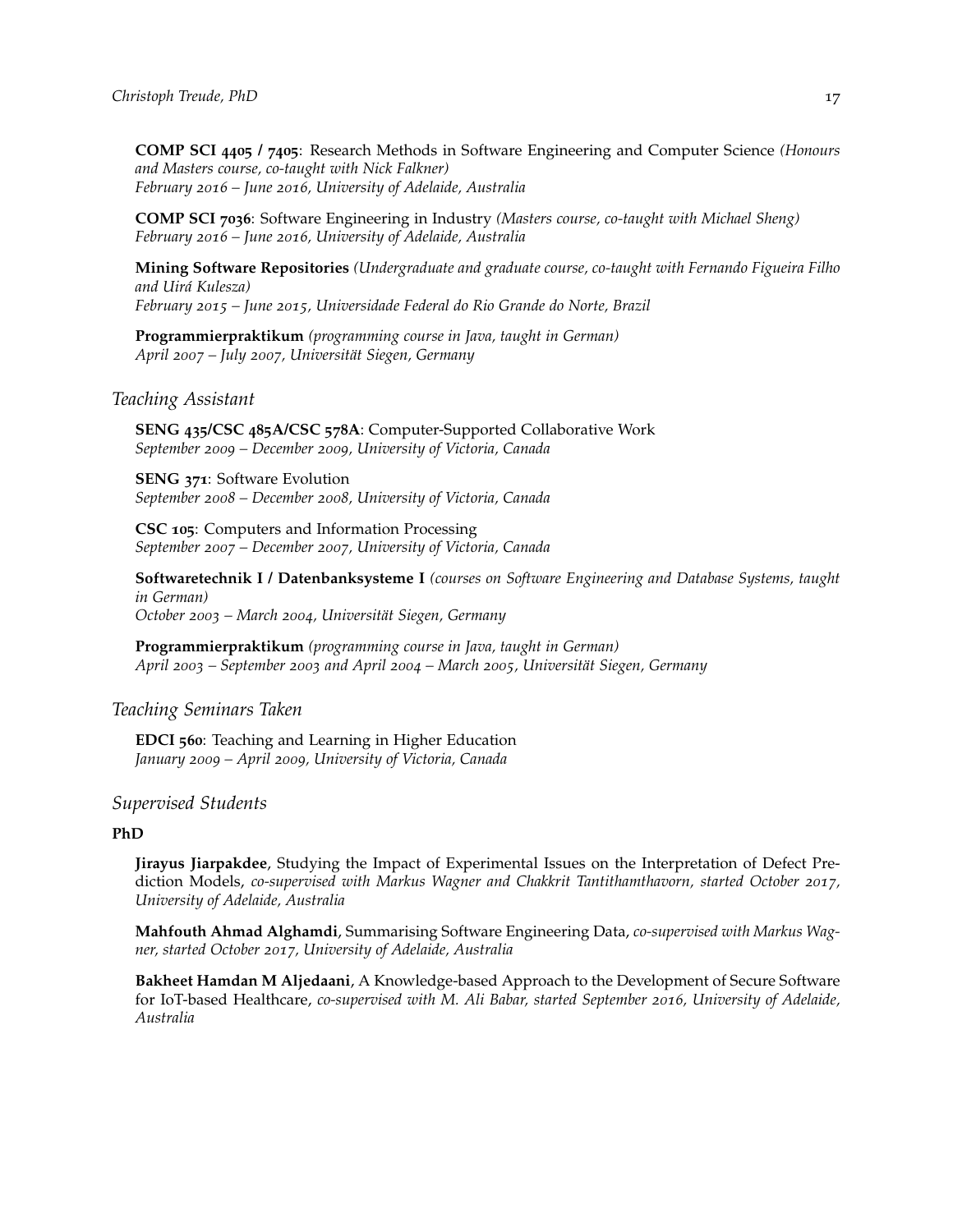**COMP SCI 4405 / 7405**: Research Methods in Software Engineering and Computer Science *(Honours and Masters course, co-taught with Nick Falkner)*
*February 2016 – June 2016, University of Adelaide, Australia*

**COMP SCI 7036**: Software Engineering in Industry *(Masters course, co-taught with Michael Sheng)*
*February 2016 – June 2016, University of Adelaide, Australia*

**Mining Software Repositories** *(Undergraduate and graduate course, co-taught with Fernando Figueira Filho and Uirá Kulesza)*
*February 2015 – June 2015, Universidade Federal do Rio Grande do Norte, Brazil*

**Programmierpraktikum** *(programming course in Java, taught in German)*
*April 2007 – July 2007, Universität Siegen, Germany*

## *Teaching Assistant*

**SENG 435/CSC 485A/CSC 578A**: Computer-Supported Collaborative Work
*September 2009 – December 2009, University of Victoria, Canada*

**SENG 371**: Software Evolution
*September 2008 – December 2008, University of Victoria, Canada*

**CSC 105**: Computers and Information Processing
*September 2007 – December 2007, University of Victoria, Canada*

**Softwaretechnik I / Datenbanksysteme I** *(courses on Software Engineering and Database Systems, taught in German)*
*October 2003 – March 2004, Universität Siegen, Germany*

**Programmierpraktikum** *(programming course in Java, taught in German)*
*April 2003 – September 2003 and April 2004 – March 2005, Universität Siegen, Germany*

## *Teaching Seminars Taken*

**EDCI 560**: Teaching and Learning in Higher Education
*January 2009 – April 2009, University of Victoria, Canada*

## *Supervised Students*

### PhD

**Jirayus Jiarpakdee**, Studying the Impact of Experimental Issues on the Interpretation of Defect Prediction Models, *co-supervised with Markus Wagner and Chakkrit Tantithamthavorn, started October 2017, University of Adelaide, Australia*

**Mahfouth Ahmad Alghamdi**, Summarising Software Engineering Data, *co-supervised with Markus Wagner, started October 2017, University of Adelaide, Australia*

**Bakheet Hamdan M Aljedaani**, A Knowledge-based Approach to the Development of Secure Software for IoT-based Healthcare, *co-supervised with M. Ali Babar, started September 2016, University of Adelaide, Australia*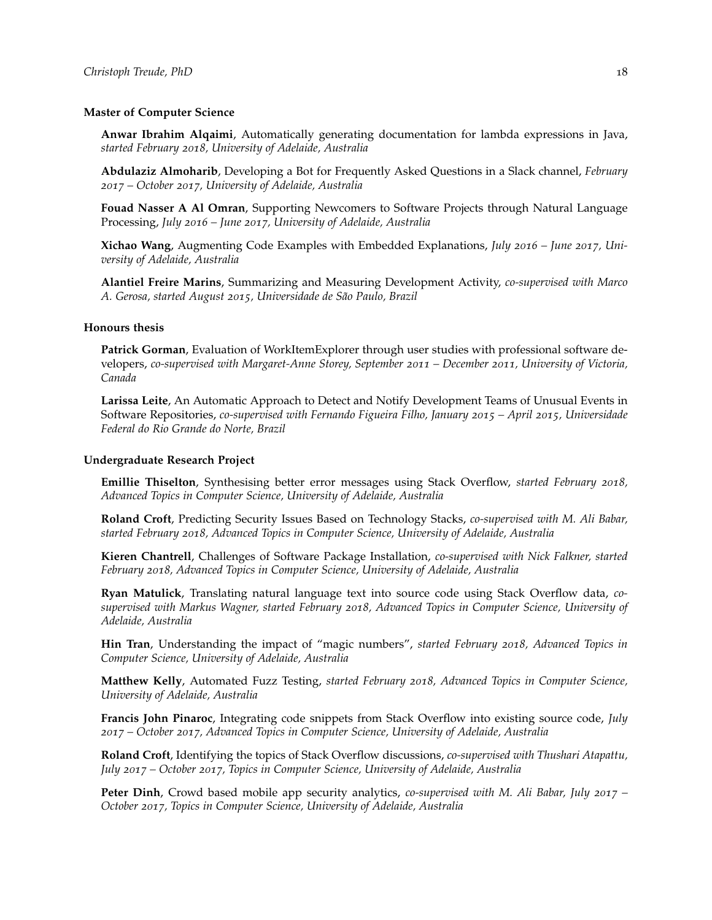### Master of Computer Science

**Anwar Ibrahim Alqaimi**, Automatically generating documentation for lambda expressions in Java, *started February 2018, University of Adelaide, Australia*

**Abdulaziz Almoharib**, Developing a Bot for Frequently Asked Questions in a Slack channel, *February 2017 – October 2017, University of Adelaide, Australia*

**Fouad Nasser A Al Omran**, Supporting Newcomers to Software Projects through Natural Language Processing, *July 2016 – June 2017, University of Adelaide, Australia*

**Xichao Wang**, Augmenting Code Examples with Embedded Explanations, *July 2016 – June 2017, University of Adelaide, Australia*

**Alantiel Freire Marins**, Summarizing and Measuring Development Activity, *co-supervised with Marco A. Gerosa, started August 2015, Universidade de São Paulo, Brazil*

### Honours thesis

**Patrick Gorman**, Evaluation of WorkItemExplorer through user studies with professional software developers, *co-supervised with Margaret-Anne Storey, September 2011 – December 2011, University of Victoria, Canada*

**Larissa Leite**, An Automatic Approach to Detect and Notify Development Teams of Unusual Events in Software Repositories, *co-supervised with Fernando Figueira Filho, January 2015 – April 2015, Universidade Federal do Rio Grande do Norte, Brazil*

### Undergraduate Research Project

**Emillie Thiselton**, Synthesising better error messages using Stack Overflow, *started February 2018, Advanced Topics in Computer Science, University of Adelaide, Australia*

**Roland Croft**, Predicting Security Issues Based on Technology Stacks, *co-supervised with M. Ali Babar, started February 2018, Advanced Topics in Computer Science, University of Adelaide, Australia*

**Kieren Chantrell**, Challenges of Software Package Installation, *co-supervised with Nick Falkner, started February 2018, Advanced Topics in Computer Science, University of Adelaide, Australia*

**Ryan Matulick**, Translating natural language text into source code using Stack Overflow data, *co-supervised with Markus Wagner, started February 2018, Advanced Topics in Computer Science, University of Adelaide, Australia*

**Hin Tran**, Understanding the impact of "magic numbers", *started February 2018, Advanced Topics in Computer Science, University of Adelaide, Australia*

**Matthew Kelly**, Automated Fuzz Testing, *started February 2018, Advanced Topics in Computer Science, University of Adelaide, Australia*

**Francis John Pinaroc**, Integrating code snippets from Stack Overflow into existing source code, *July 2017 – October 2017, Advanced Topics in Computer Science, University of Adelaide, Australia*

**Roland Croft**, Identifying the topics of Stack Overflow discussions, *co-supervised with Thushari Atapattu, July 2017 – October 2017, Topics in Computer Science, University of Adelaide, Australia*

**Peter Dinh**, Crowd based mobile app security analytics, *co-supervised with M. Ali Babar, July 2017 – October 2017, Topics in Computer Science, University of Adelaide, Australia*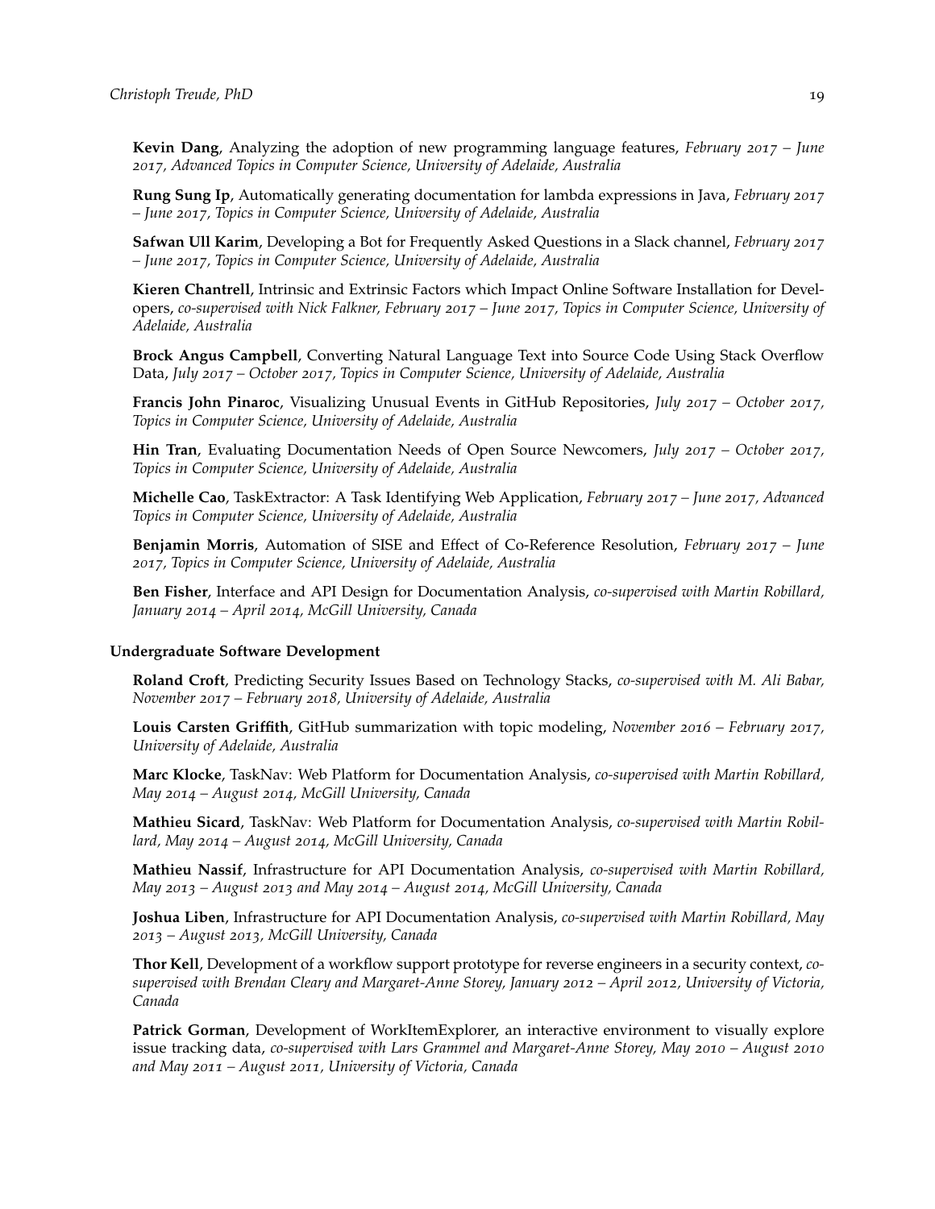**Kevin Dang**, Analyzing the adoption of new programming language features, *February 2017 – June 2017, Advanced Topics in Computer Science, University of Adelaide, Australia*

**Rung Sung Ip**, Automatically generating documentation for lambda expressions in Java, *February 2017 – June 2017, Topics in Computer Science, University of Adelaide, Australia*

**Safwan Ull Karim**, Developing a Bot for Frequently Asked Questions in a Slack channel, *February 2017 – June 2017, Topics in Computer Science, University of Adelaide, Australia*

**Kieren Chantrell**, Intrinsic and Extrinsic Factors which Impact Online Software Installation for Developers, *co-supervised with Nick Falkner, February 2017 – June 2017, Topics in Computer Science, University of Adelaide, Australia*

**Brock Angus Campbell**, Converting Natural Language Text into Source Code Using Stack Overflow Data, *July 2017 – October 2017, Topics in Computer Science, University of Adelaide, Australia*

**Francis John Pinaroc**, Visualizing Unusual Events in GitHub Repositories, *July 2017 – October 2017, Topics in Computer Science, University of Adelaide, Australia*

**Hin Tran**, Evaluating Documentation Needs of Open Source Newcomers, *July 2017 – October 2017, Topics in Computer Science, University of Adelaide, Australia*

**Michelle Cao**, TaskExtractor: A Task Identifying Web Application, *February 2017 – June 2017, Advanced Topics in Computer Science, University of Adelaide, Australia*

**Benjamin Morris**, Automation of SISE and Effect of Co-Reference Resolution, *February 2017 – June 2017, Topics in Computer Science, University of Adelaide, Australia*

**Ben Fisher**, Interface and API Design for Documentation Analysis, *co-supervised with Martin Robillard, January 2014 – April 2014, McGill University, Canada*

### Undergraduate Software Development

**Roland Croft**, Predicting Security Issues Based on Technology Stacks, *co-supervised with M. Ali Babar, November 2017 – February 2018, University of Adelaide, Australia*

**Louis Carsten Griffith**, GitHub summarization with topic modeling, *November 2016 – February 2017, University of Adelaide, Australia*

**Marc Klocke**, TaskNav: Web Platform for Documentation Analysis, *co-supervised with Martin Robillard, May 2014 – August 2014, McGill University, Canada*

**Mathieu Sicard**, TaskNav: Web Platform for Documentation Analysis, *co-supervised with Martin Robillard, May 2014 – August 2014, McGill University, Canada*

**Mathieu Nassif**, Infrastructure for API Documentation Analysis, *co-supervised with Martin Robillard, May 2013 – August 2013 and May 2014 – August 2014, McGill University, Canada*

**Joshua Liben**, Infrastructure for API Documentation Analysis, *co-supervised with Martin Robillard, May 2013 – August 2013, McGill University, Canada*

**Thor Kell**, Development of a workflow support prototype for reverse engineers in a security context, *co-supervised with Brendan Cleary and Margaret-Anne Storey, January 2012 – April 2012, University of Victoria, Canada*

**Patrick Gorman**, Development of WorkItemExplorer, an interactive environment to visually explore issue tracking data, *co-supervised with Lars Grammel and Margaret-Anne Storey, May 2010 – August 2010 and May 2011 – August 2011, University of Victoria, Canada*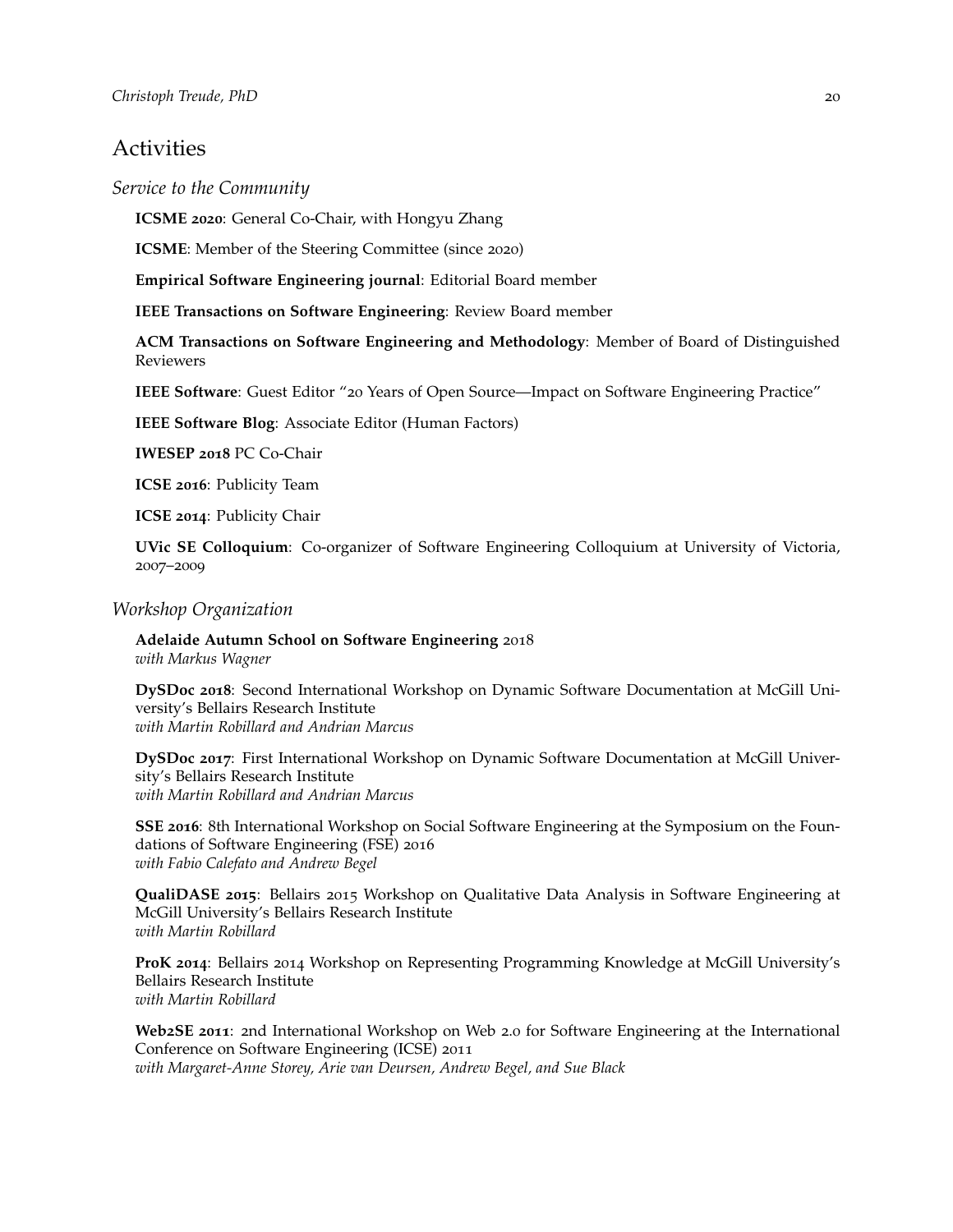# Activities

## *Service to the Community*

**ICSME 2020**: General Co-Chair, with Hongyu Zhang

**ICSME**: Member of the Steering Committee (since 2020)

**Empirical Software Engineering journal**: Editorial Board member

**IEEE Transactions on Software Engineering**: Review Board member

**ACM Transactions on Software Engineering and Methodology**: Member of Board of Distinguished Reviewers

**IEEE Software**: Guest Editor "20 Years of Open Source—Impact on Software Engineering Practice"

**IEEE Software Blog**: Associate Editor (Human Factors)

**IWESEP 2018** PC Co-Chair

**ICSE 2016**: Publicity Team

**ICSE 2014**: Publicity Chair

**UVic SE Colloquium**: Co-organizer of Software Engineering Colloquium at University of Victoria, 2007–2009

## *Workshop Organization*

**Adelaide Autumn School on Software Engineering** 2018
*with Markus Wagner*

**DySDoc 2018**: Second International Workshop on Dynamic Software Documentation at McGill University's Bellairs Research Institute
*with Martin Robillard and Andrian Marcus*

**DySDoc 2017**: First International Workshop on Dynamic Software Documentation at McGill University's Bellairs Research Institute
*with Martin Robillard and Andrian Marcus*

**SSE 2016**: 8th International Workshop on Social Software Engineering at the Symposium on the Foundations of Software Engineering (FSE) 2016
*with Fabio Calefato and Andrew Begel*

**QualiDASE 2015**: Bellairs 2015 Workshop on Qualitative Data Analysis in Software Engineering at McGill University's Bellairs Research Institute
*with Martin Robillard*

**ProK 2014**: Bellairs 2014 Workshop on Representing Programming Knowledge at McGill University's Bellairs Research Institute
*with Martin Robillard*

**Web2SE 2011**: 2nd International Workshop on Web 2.0 for Software Engineering at the International Conference on Software Engineering (ICSE) 2011
*with Margaret-Anne Storey, Arie van Deursen, Andrew Begel, and Sue Black*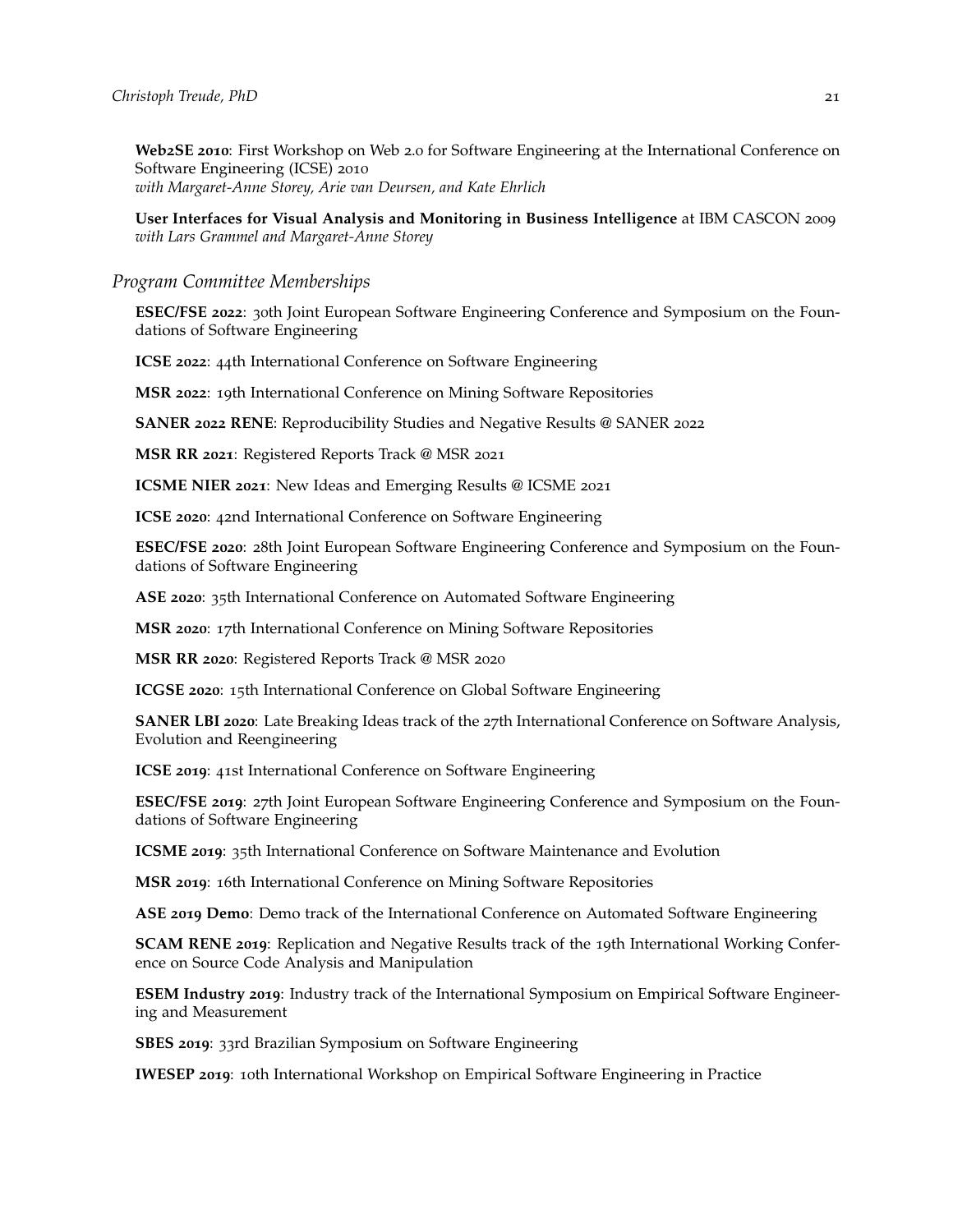**Web2SE 2010**: First Workshop on Web 2.0 for Software Engineering at the International Conference on Software Engineering (ICSE) 2010
*with Margaret-Anne Storey, Arie van Deursen, and Kate Ehrlich*

**User Interfaces for Visual Analysis and Monitoring in Business Intelligence** at IBM CASCON 2009
*with Lars Grammel and Margaret-Anne Storey*

### *Program Committee Memberships*

**ESEC/FSE 2022**: 30th Joint European Software Engineering Conference and Symposium on the Foundations of Software Engineering

**ICSE 2022**: 44th International Conference on Software Engineering

**MSR 2022**: 19th International Conference on Mining Software Repositories

**SANER 2022 RENE**: Reproducibility Studies and Negative Results @ SANER 2022

**MSR RR 2021**: Registered Reports Track @ MSR 2021

**ICSME NIER 2021**: New Ideas and Emerging Results @ ICSME 2021

**ICSE 2020**: 42nd International Conference on Software Engineering

**ESEC/FSE 2020**: 28th Joint European Software Engineering Conference and Symposium on the Foundations of Software Engineering

**ASE 2020**: 35th International Conference on Automated Software Engineering

**MSR 2020**: 17th International Conference on Mining Software Repositories

**MSR RR 2020**: Registered Reports Track @ MSR 2020

**ICGSE 2020**: 15th International Conference on Global Software Engineering

**SANER LBI 2020**: Late Breaking Ideas track of the 27th International Conference on Software Analysis, Evolution and Reengineering

**ICSE 2019**: 41st International Conference on Software Engineering

**ESEC/FSE 2019**: 27th Joint European Software Engineering Conference and Symposium on the Foundations of Software Engineering

**ICSME 2019**: 35th International Conference on Software Maintenance and Evolution

**MSR 2019**: 16th International Conference on Mining Software Repositories

**ASE 2019 Demo**: Demo track of the International Conference on Automated Software Engineering

**SCAM RENE 2019**: Replication and Negative Results track of the 19th International Working Conference on Source Code Analysis and Manipulation

**ESEM Industry 2019**: Industry track of the International Symposium on Empirical Software Engineering and Measurement

**SBES 2019**: 33rd Brazilian Symposium on Software Engineering

**IWESEP 2019**: 10th International Workshop on Empirical Software Engineering in Practice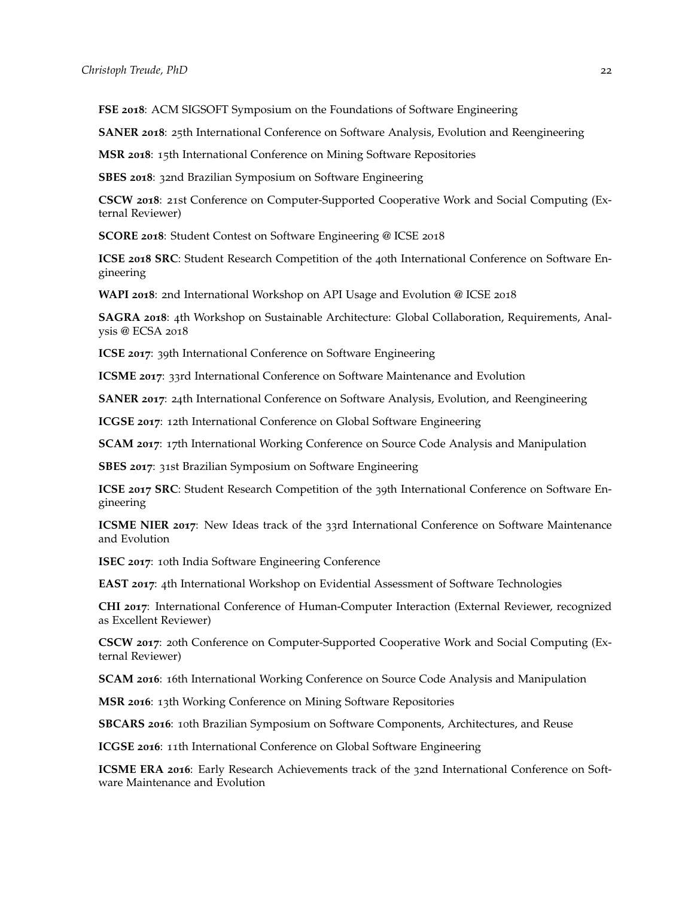**FSE 2018**: ACM SIGSOFT Symposium on the Foundations of Software Engineering

**SANER 2018**: 25th International Conference on Software Analysis, Evolution and Reengineering

**MSR 2018**: 15th International Conference on Mining Software Repositories

**SBES 2018**: 32nd Brazilian Symposium on Software Engineering

**CSCW 2018**: 21st Conference on Computer-Supported Cooperative Work and Social Computing (External Reviewer)

**SCORE 2018**: Student Contest on Software Engineering @ ICSE 2018

**ICSE 2018 SRC**: Student Research Competition of the 40th International Conference on Software Engineering

**WAPI 2018**: 2nd International Workshop on API Usage and Evolution @ ICSE 2018

**SAGRA 2018**: 4th Workshop on Sustainable Architecture: Global Collaboration, Requirements, Analysis @ ECSA 2018

**ICSE 2017**: 39th International Conference on Software Engineering

**ICSME 2017**: 33rd International Conference on Software Maintenance and Evolution

**SANER 2017**: 24th International Conference on Software Analysis, Evolution, and Reengineering

**ICGSE 2017**: 12th International Conference on Global Software Engineering

**SCAM 2017**: 17th International Working Conference on Source Code Analysis and Manipulation

**SBES 2017**: 31st Brazilian Symposium on Software Engineering

**ICSE 2017 SRC**: Student Research Competition of the 39th International Conference on Software Engineering

**ICSME NIER 2017**: New Ideas track of the 33rd International Conference on Software Maintenance and Evolution

**ISEC 2017**: 10th India Software Engineering Conference

**EAST 2017**: 4th International Workshop on Evidential Assessment of Software Technologies

**CHI 2017**: International Conference of Human-Computer Interaction (External Reviewer, recognized as Excellent Reviewer)

**CSCW 2017**: 20th Conference on Computer-Supported Cooperative Work and Social Computing (External Reviewer)

**SCAM 2016**: 16th International Working Conference on Source Code Analysis and Manipulation

**MSR 2016**: 13th Working Conference on Mining Software Repositories

**SBCARS 2016**: 10th Brazilian Symposium on Software Components, Architectures, and Reuse

**ICGSE 2016**: 11th International Conference on Global Software Engineering

**ICSME ERA 2016**: Early Research Achievements track of the 32nd International Conference on Software Maintenance and Evolution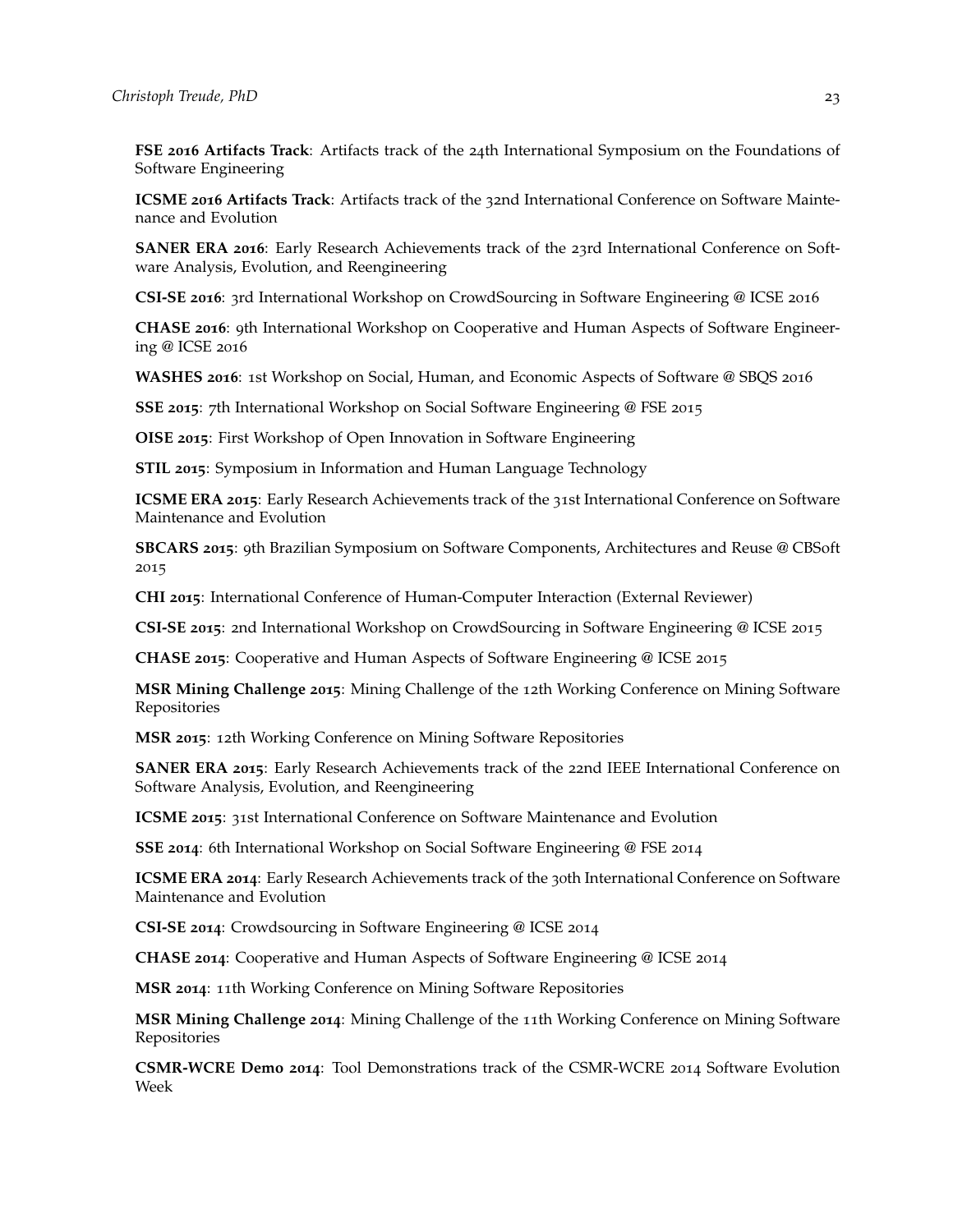**FSE 2016 Artifacts Track**: Artifacts track of the 24th International Symposium on the Foundations of Software Engineering

**ICSME 2016 Artifacts Track**: Artifacts track of the 32nd International Conference on Software Maintenance and Evolution

**SANER ERA 2016**: Early Research Achievements track of the 23rd International Conference on Software Analysis, Evolution, and Reengineering

**CSI-SE 2016**: 3rd International Workshop on CrowdSourcing in Software Engineering @ ICSE 2016

**CHASE 2016**: 9th International Workshop on Cooperative and Human Aspects of Software Engineering @ ICSE 2016

**WASHES 2016**: 1st Workshop on Social, Human, and Economic Aspects of Software @ SBQS 2016

**SSE 2015**: 7th International Workshop on Social Software Engineering @ FSE 2015

**OISE 2015**: First Workshop of Open Innovation in Software Engineering

**STIL 2015**: Symposium in Information and Human Language Technology

**ICSME ERA 2015**: Early Research Achievements track of the 31st International Conference on Software Maintenance and Evolution

**SBCARS 2015**: 9th Brazilian Symposium on Software Components, Architectures and Reuse @ CBSoft 2015

**CHI 2015**: International Conference of Human-Computer Interaction (External Reviewer)

**CSI-SE 2015**: 2nd International Workshop on CrowdSourcing in Software Engineering @ ICSE 2015

**CHASE 2015**: Cooperative and Human Aspects of Software Engineering @ ICSE 2015

**MSR Mining Challenge 2015**: Mining Challenge of the 12th Working Conference on Mining Software Repositories

**MSR 2015**: 12th Working Conference on Mining Software Repositories

**SANER ERA 2015**: Early Research Achievements track of the 22nd IEEE International Conference on Software Analysis, Evolution, and Reengineering

**ICSME 2015**: 31st International Conference on Software Maintenance and Evolution

**SSE 2014**: 6th International Workshop on Social Software Engineering @ FSE 2014

**ICSME ERA 2014**: Early Research Achievements track of the 30th International Conference on Software Maintenance and Evolution

**CSI-SE 2014**: Crowdsourcing in Software Engineering @ ICSE 2014

**CHASE 2014**: Cooperative and Human Aspects of Software Engineering @ ICSE 2014

**MSR 2014**: 11th Working Conference on Mining Software Repositories

**MSR Mining Challenge 2014**: Mining Challenge of the 11th Working Conference on Mining Software Repositories

**CSMR-WCRE Demo 2014**: Tool Demonstrations track of the CSMR-WCRE 2014 Software Evolution Week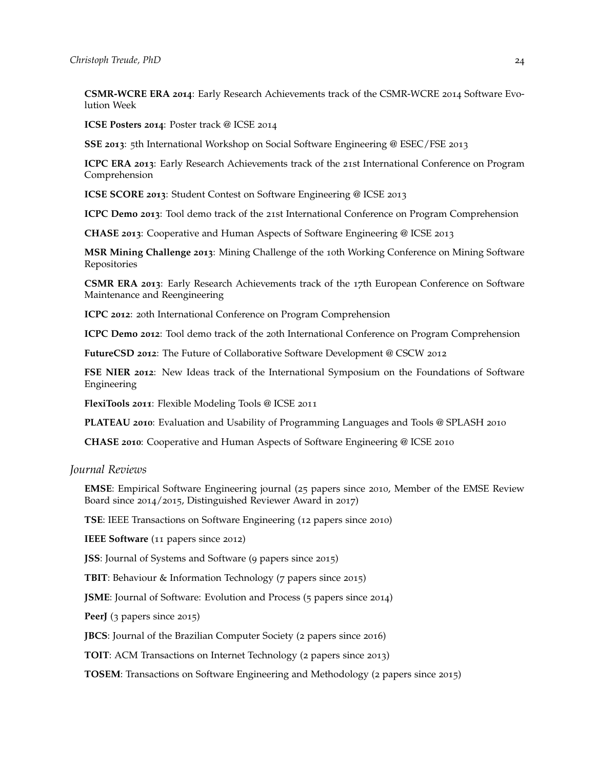**CSMR-WCRE ERA 2014**: Early Research Achievements track of the CSMR-WCRE 2014 Software Evolution Week

**ICSE Posters 2014**: Poster track @ ICSE 2014

**SSE 2013**: 5th International Workshop on Social Software Engineering @ ESEC/FSE 2013

**ICPC ERA 2013**: Early Research Achievements track of the 21st International Conference on Program Comprehension

**ICSE SCORE 2013**: Student Contest on Software Engineering @ ICSE 2013

**ICPC Demo 2013**: Tool demo track of the 21st International Conference on Program Comprehension

**CHASE 2013**: Cooperative and Human Aspects of Software Engineering @ ICSE 2013

**MSR Mining Challenge 2013**: Mining Challenge of the 10th Working Conference on Mining Software Repositories

**CSMR ERA 2013**: Early Research Achievements track of the 17th European Conference on Software Maintenance and Reengineering

**ICPC 2012**: 20th International Conference on Program Comprehension

**ICPC Demo 2012**: Tool demo track of the 20th International Conference on Program Comprehension

**FutureCSD 2012**: The Future of Collaborative Software Development @ CSCW 2012

**FSE NIER 2012**: New Ideas track of the International Symposium on the Foundations of Software Engineering

**FlexiTools 2011**: Flexible Modeling Tools @ ICSE 2011

**PLATEAU 2010**: Evaluation and Usability of Programming Languages and Tools @ SPLASH 2010

**CHASE 2010**: Cooperative and Human Aspects of Software Engineering @ ICSE 2010

## *Journal Reviews*

**EMSE**: Empirical Software Engineering journal (25 papers since 2010, Member of the EMSE Review Board since 2014/2015, Distinguished Reviewer Award in 2017)

**TSE**: IEEE Transactions on Software Engineering (12 papers since 2010)

**IEEE Software** (11 papers since 2012)

**JSS**: Journal of Systems and Software (9 papers since 2015)

**TBIT**: Behaviour & Information Technology (7 papers since 2015)

**JSME**: Journal of Software: Evolution and Process (5 papers since 2014)

**PeerJ** (3 papers since 2015)

**JBCS**: Journal of the Brazilian Computer Society (2 papers since 2016)

**TOIT**: ACM Transactions on Internet Technology (2 papers since 2013)

**TOSEM**: Transactions on Software Engineering and Methodology (2 papers since 2015)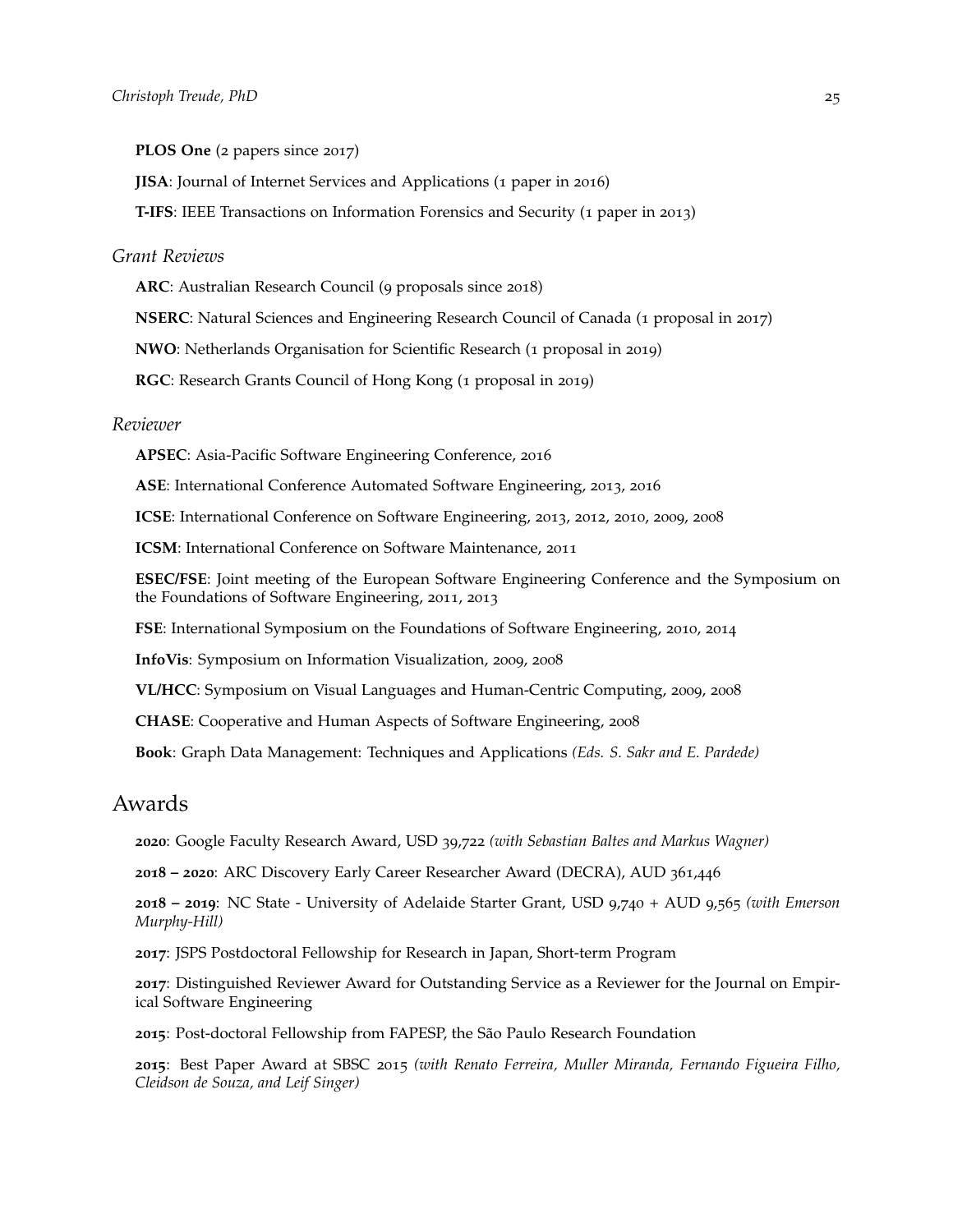**PLOS One** (2 papers since 2017)

**JISA**: Journal of Internet Services and Applications (1 paper in 2016)

**T-IFS**: IEEE Transactions on Information Forensics and Security (1 paper in 2013)

### *Grant Reviews*

**ARC**: Australian Research Council (9 proposals since 2018)

**NSERC**: Natural Sciences and Engineering Research Council of Canada (1 proposal in 2017)

**NWO**: Netherlands Organisation for Scientific Research (1 proposal in 2019)

**RGC**: Research Grants Council of Hong Kong (1 proposal in 2019)

### *Reviewer*

**APSEC**: Asia-Pacific Software Engineering Conference, 2016

**ASE**: International Conference Automated Software Engineering, 2013, 2016

**ICSE**: International Conference on Software Engineering, 2013, 2012, 2010, 2009, 2008

**ICSM**: International Conference on Software Maintenance, 2011

**ESEC/FSE**: Joint meeting of the European Software Engineering Conference and the Symposium on the Foundations of Software Engineering, 2011, 2013

**FSE**: International Symposium on the Foundations of Software Engineering, 2010, 2014

**InfoVis**: Symposium on Information Visualization, 2009, 2008

**VL/HCC**: Symposium on Visual Languages and Human-Centric Computing, 2009, 2008

**CHASE**: Cooperative and Human Aspects of Software Engineering, 2008

**Book**: Graph Data Management: Techniques and Applications *(Eds. S. Sakr and E. Pardede)*

## Awards

**2020**: Google Faculty Research Award, USD 39,722 *(with Sebastian Baltes and Markus Wagner)*

**2018 – 2020**: ARC Discovery Early Career Researcher Award (DECRA), AUD 361,446

**2018 – 2019**: NC State - University of Adelaide Starter Grant, USD 9,740 + AUD 9,565 *(with Emerson Murphy-Hill)*

**2017**: JSPS Postdoctoral Fellowship for Research in Japan, Short-term Program

**2017**: Distinguished Reviewer Award for Outstanding Service as a Reviewer for the Journal on Empirical Software Engineering

**2015**: Post-doctoral Fellowship from FAPESP, the São Paulo Research Foundation

**2015**: Best Paper Award at SBSC 2015 *(with Renato Ferreira, Muller Miranda, Fernando Figueira Filho, Cleidson de Souza, and Leif Singer)*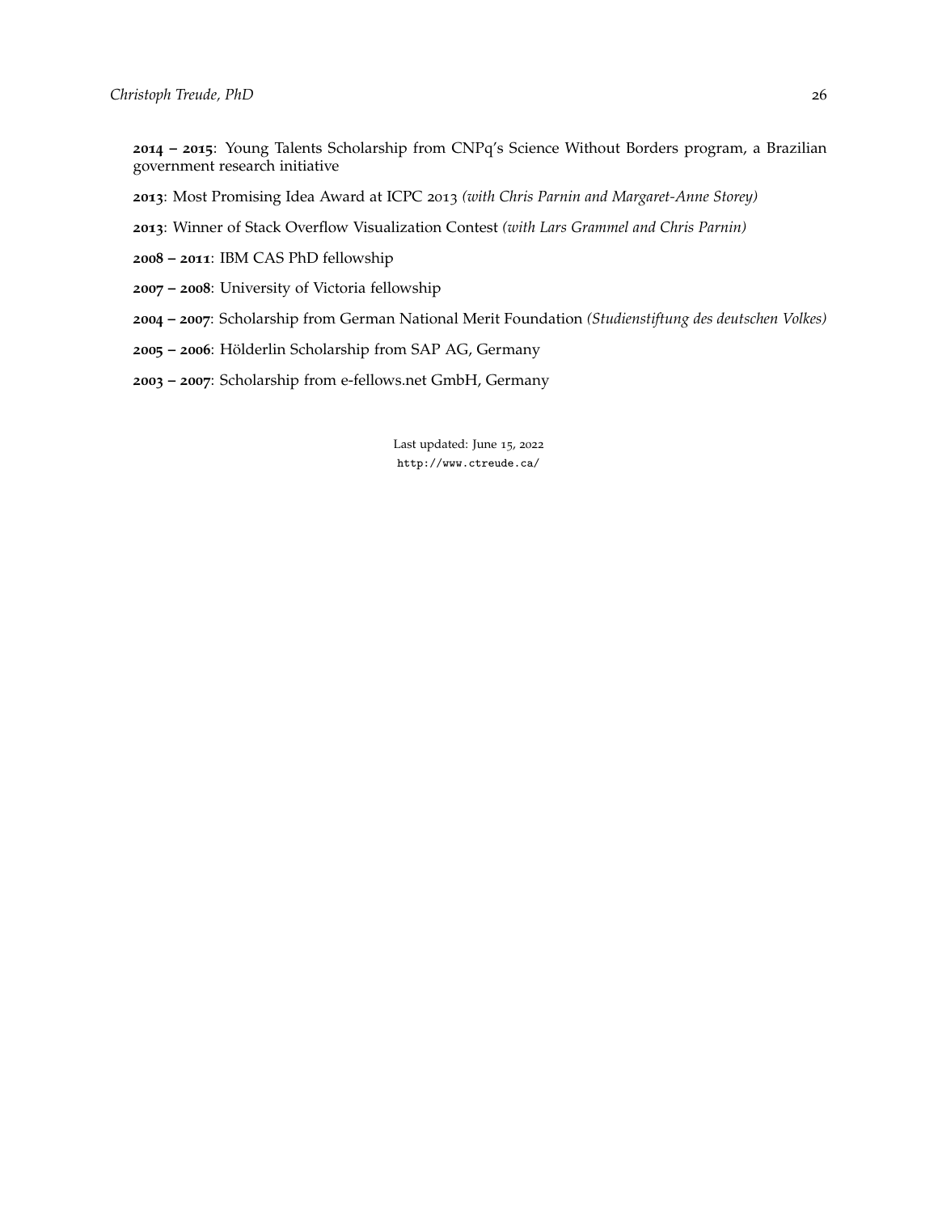**2014 – 2015**: Young Talents Scholarship from CNPq's Science Without Borders program, a Brazilian government research initiative

**2013**: Most Promising Idea Award at ICPC 2013 *(with Chris Parnin and Margaret-Anne Storey)*

**2013**: Winner of Stack Overflow Visualization Contest *(with Lars Grammel and Chris Parnin)*

**2008 – 2011**: IBM CAS PhD fellowship

**2007 – 2008**: University of Victoria fellowship

**2004 – 2007**: Scholarship from German National Merit Foundation *(Studienstiftung des deutschen Volkes)*

**2005 – 2006**: Hölderlin Scholarship from SAP AG, Germany

**2003 – 2007**: Scholarship from e-fellows.net GmbH, Germany

Last updated: June 15, 2022
http://www.ctreude.ca/